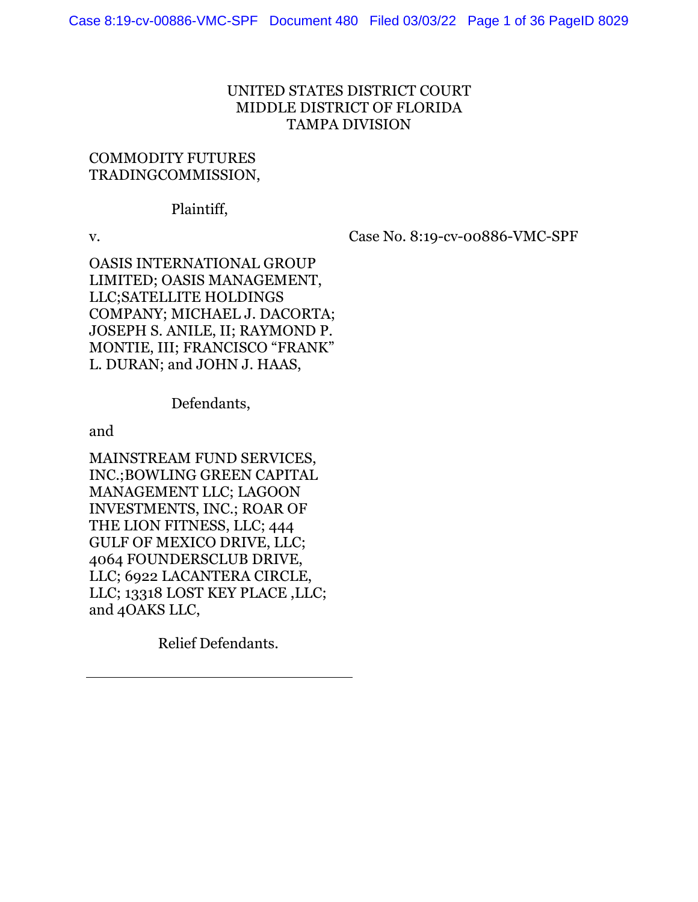UNITED STATES DISTRICT COURT
MIDDLE DISTRICT OF FLORIDA
TAMPA DIVISION

COMMODITY FUTURES TRADINGCOMMISSION,

Plaintiff,

v. Case No. 8:19-cv-00886-VMC-SPF

OASIS INTERNATIONAL GROUP LIMITED; OASIS MANAGEMENT, LLC;SATELLITE HOLDINGS COMPANY; MICHAEL J. DACORTA; JOSEPH S. ANILE, II; RAYMOND P. MONTIE, III; FRANCISCO "FRANK" L. DURAN; and JOHN J. HAAS,

Defendants,

and

MAINSTREAM FUND SERVICES, INC.;BOWLING GREEN CAPITAL MANAGEMENT LLC; LAGOON INVESTMENTS, INC.; ROAR OF THE LION FITNESS, LLC; 444 GULF OF MEXICO DRIVE, LLC; 4064 FOUNDERSCLUB DRIVE, LLC; 6922 LACANTERA CIRCLE, LLC; 13318 LOST KEY PLACE ,LLC; and 4OAKS LLC,

Relief Defendants.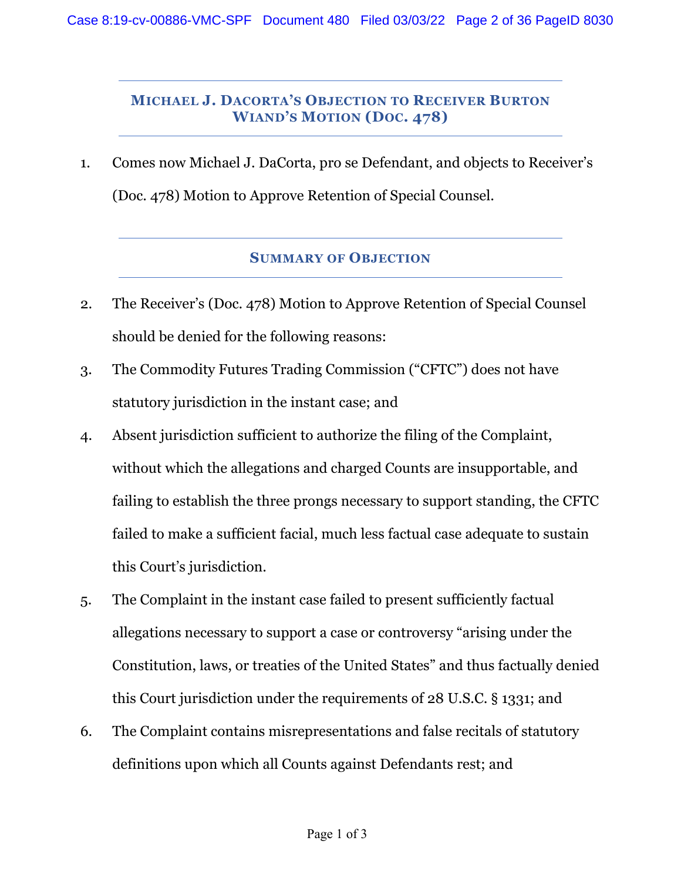## Michael J. DaCorta's Objection to Receiver Burton Wiand's Motion (Doc. 478)

1. Comes now Michael J. DaCorta, pro se Defendant, and objects to Receiver's (Doc. 478) Motion to Approve Retention of Special Counsel.

## Summary of Objection

2. The Receiver's (Doc. 478) Motion to Approve Retention of Special Counsel should be denied for the following reasons:

3. The Commodity Futures Trading Commission ("CFTC") does not have statutory jurisdiction in the instant case; and

4. Absent jurisdiction sufficient to authorize the filing of the Complaint, without which the allegations and charged Counts are insupportable, and failing to establish the three prongs necessary to support standing, the CFTC failed to make a sufficient facial, much less factual case adequate to sustain this Court's jurisdiction.

5. The Complaint in the instant case failed to present sufficiently factual allegations necessary to support a case or controversy "arising under the Constitution, laws, or treaties of the United States" and thus factually denied this Court jurisdiction under the requirements of 28 U.S.C. § 1331; and

6. The Complaint contains misrepresentations and false recitals of statutory definitions upon which all Counts against Defendants rest; and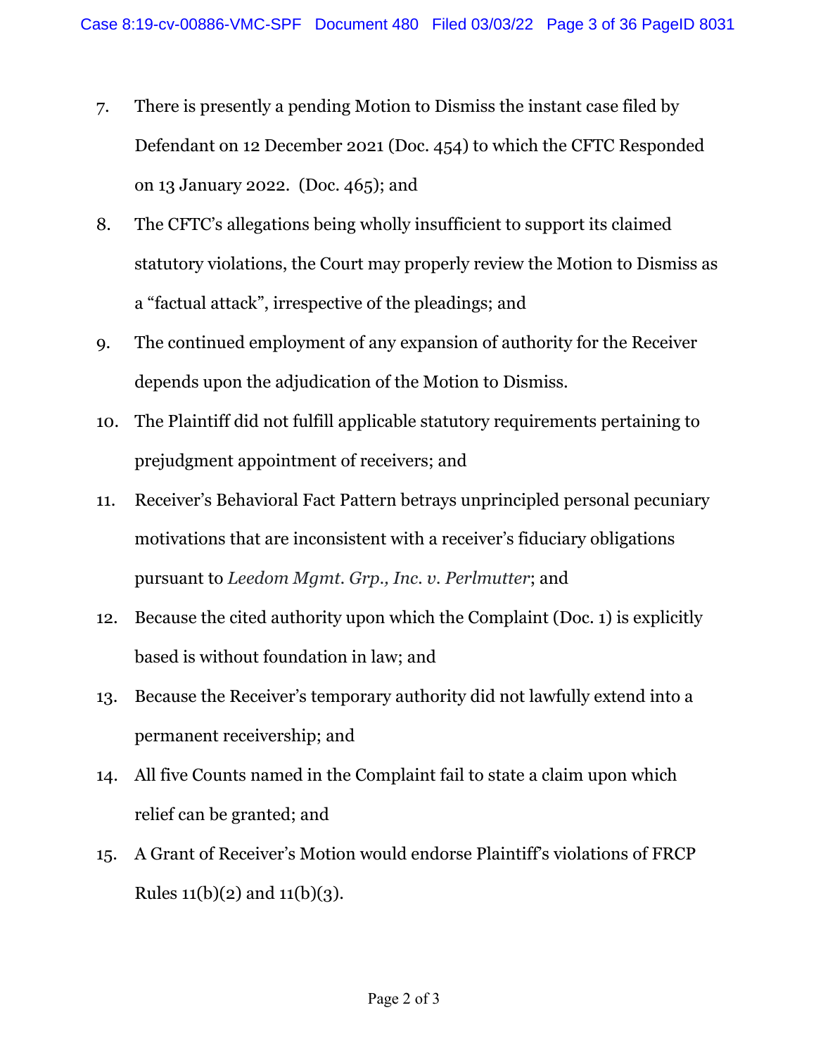7. There is presently a pending Motion to Dismiss the instant case filed by Defendant on 12 December 2021 (Doc. 454) to which the CFTC Responded on 13 January 2022. (Doc. 465); and

8. The CFTC's allegations being wholly insufficient to support its claimed statutory violations, the Court may properly review the Motion to Dismiss as a "factual attack", irrespective of the pleadings; and

9. The continued employment of any expansion of authority for the Receiver depends upon the adjudication of the Motion to Dismiss.

10. The Plaintiff did not fulfill applicable statutory requirements pertaining to prejudgment appointment of receivers; and

11. Receiver's Behavioral Fact Pattern betrays unprincipled personal pecuniary motivations that are inconsistent with a receiver's fiduciary obligations pursuant to *Leedom Mgmt. Grp., Inc. v. Perlmutter*; and

12. Because the cited authority upon which the Complaint (Doc. 1) is explicitly based is without foundation in law; and

13. Because the Receiver's temporary authority did not lawfully extend into a permanent receivership; and

14. All five Counts named in the Complaint fail to state a claim upon which relief can be granted; and

15. A Grant of Receiver's Motion would endorse Plaintiff's violations of FRCP Rules 11(b)(2) and 11(b)(3).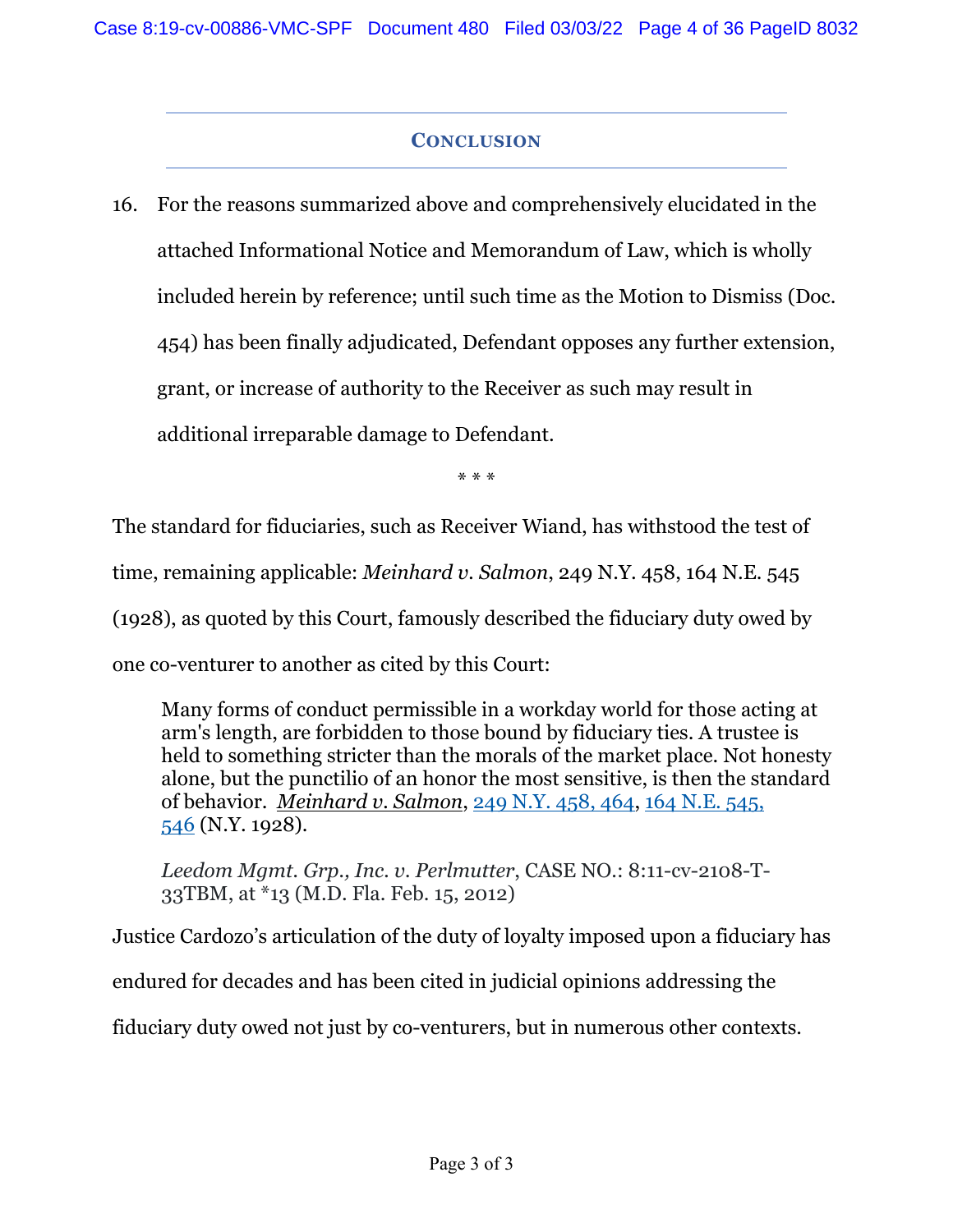## CONCLUSION

16. For the reasons summarized above and comprehensively elucidated in the attached Informational Notice and Memorandum of Law, which is wholly included herein by reference; until such time as the Motion to Dismiss (Doc. 454) has been finally adjudicated, Defendant opposes any further extension, grant, or increase of authority to the Receiver as such may result in additional irreparable damage to Defendant.

\* \* \*

The standard for fiduciaries, such as Receiver Wiand, has withstood the test of time, remaining applicable: *Meinhard v. Salmon*, 249 N.Y. 458, 164 N.E. 545 (1928), as quoted by this Court, famously described the fiduciary duty owed by one co-venturer to another as cited by this Court:

> Many forms of conduct permissible in a workday world for those acting at arm's length, are forbidden to those bound by fiduciary ties. A trustee is held to something stricter than the morals of the market place. Not honesty alone, but the punctilio of an honor the most sensitive, is then the standard of behavior. ***Meinhard v. Salmon***, 249 N.Y. 458, 464, 164 N.E. 545, 546 (N.Y. 1928).
>
> *Leedom Mgmt. Grp., Inc. v. Perlmutter*, CASE NO.: 8:11-cv-2108-T-33TBM, at *13 (M.D. Fla. Feb. 15, 2012)

Justice Cardozo's articulation of the duty of loyalty imposed upon a fiduciary has endured for decades and has been cited in judicial opinions addressing the fiduciary duty owed not just by co-venturers, but in numerous other contexts.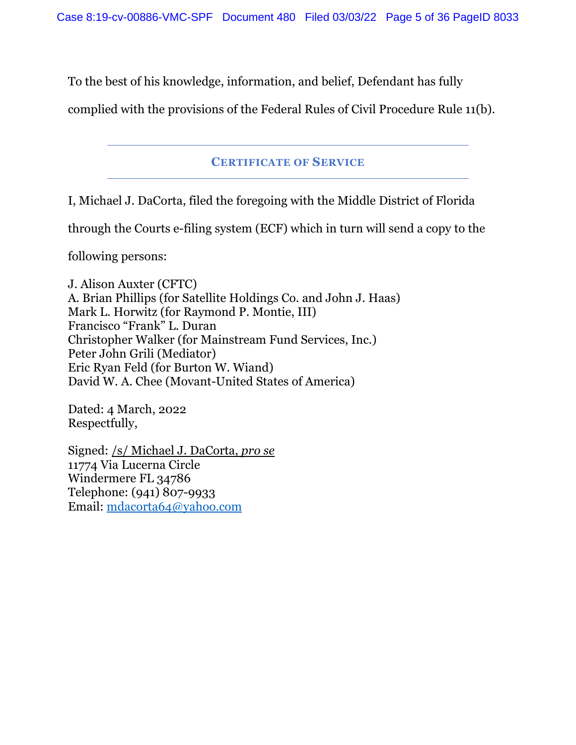To the best of his knowledge, information, and belief, Defendant has fully complied with the provisions of the Federal Rules of Civil Procedure Rule 11(b).

## Certificate of Service

I, Michael J. DaCorta, filed the foregoing with the Middle District of Florida through the Courts e-filing system (ECF) which in turn will send a copy to the following persons:

J. Alison Auxter (CFTC)
A. Brian Phillips (for Satellite Holdings Co. and John J. Haas)
Mark L. Horwitz (for Raymond P. Montie, III)
Francisco "Frank" L. Duran
Christopher Walker (for Mainstream Fund Services, Inc.)
Peter John Grili (Mediator)
Eric Ryan Feld (for Burton W. Wiand)
David W. A. Chee (Movant-United States of America)

Dated: 4 March, 2022
Respectfully,

Signed: /s/ Michael J. DaCorta, *pro se*
11774 Via Lucerna Circle
Windermere FL 34786
Telephone: (941) 807-9933
Email: mdacorta64@yahoo.com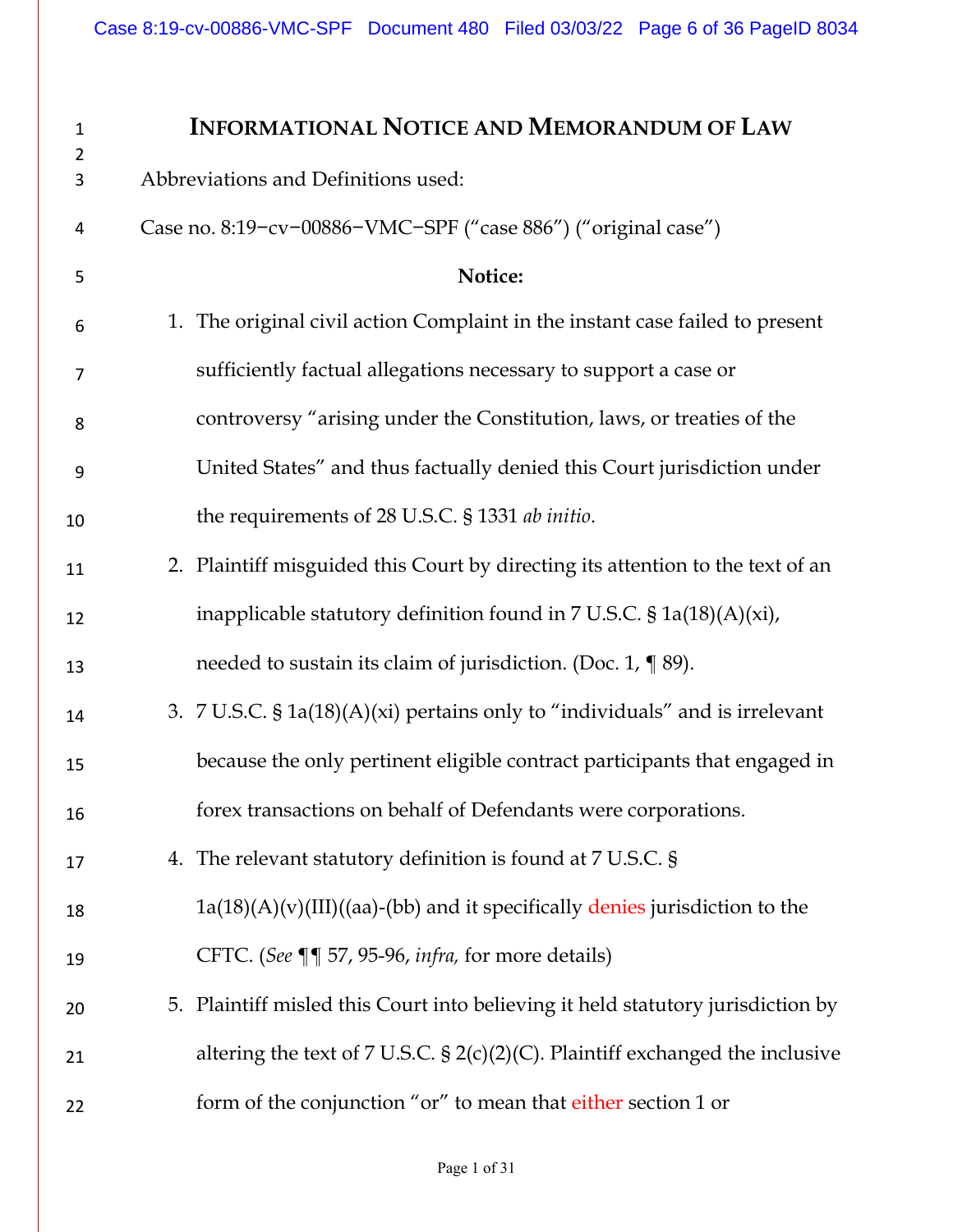# Informational Notice and Memorandum of Law

Abbreviations and Definitions used:

Case no. 8:19−cv−00886−VMC−SPF ("case 886") ("original case")

**Notice:**

1. The original civil action Complaint in the instant case failed to present sufficiently factual allegations necessary to support a case or controversy "arising under the Constitution, laws, or treaties of the United States" and thus factually denied this Court jurisdiction under the requirements of 28 U.S.C. § 1331 *ab initio*.
2. Plaintiff misguided this Court by directing its attention to the text of an inapplicable statutory definition found in 7 U.S.C. § 1a(18)(A)(xi), needed to sustain its claim of jurisdiction. (Doc. 1, ¶ 89).
3. 7 U.S.C. § 1a(18)(A)(xi) pertains only to "individuals" and is irrelevant because the only pertinent eligible contract participants that engaged in forex transactions on behalf of Defendants were corporations.
4. The relevant statutory definition is found at 7 U.S.C. § 1a(18)(A)(v)(III)((aa)-(bb) and it specifically denies jurisdiction to the CFTC. (*See* ¶¶ 57, 95-96, *infra,* for more details)
5. Plaintiff misled this Court into believing it held statutory jurisdiction by altering the text of 7 U.S.C. § 2(c)(2)(C). Plaintiff exchanged the inclusive form of the conjunction "or" to mean that either section 1 or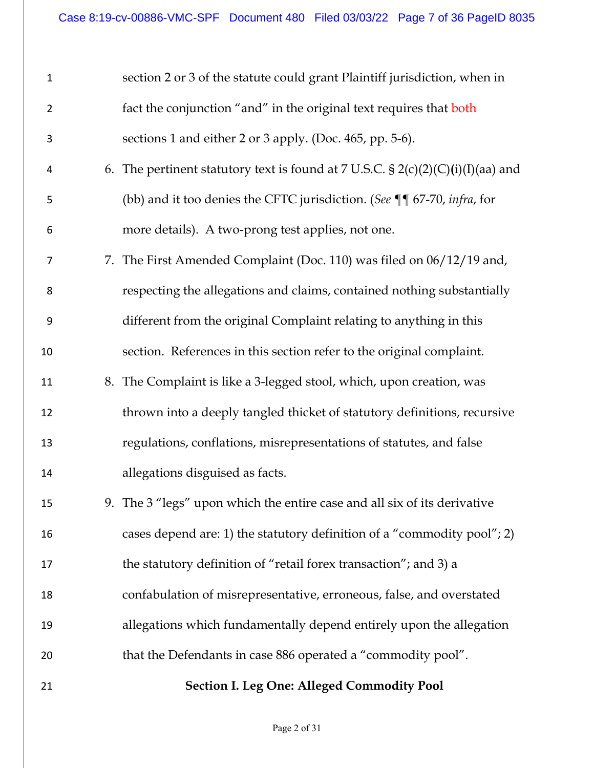section 2 or 3 of the statute could grant Plaintiff jurisdiction, when in fact the conjunction "and" in the original text requires that both sections 1 and either 2 or 3 apply. (Doc. 465, pp. 5-6).

6. The pertinent statutory text is found at 7 U.S.C. § 2(c)(2)(C)(**i**)(I)(aa) and (bb) and it too denies the CFTC jurisdiction. (*See* ¶¶ 67-70, *infra*, for more details). A two-prong test applies, not one.

7. The First Amended Complaint (Doc. 110) was filed on 06/12/19 and, respecting the allegations and claims, contained nothing substantially different from the original Complaint relating to anything in this section. References in this section refer to the original complaint.

8. The Complaint is like a 3-legged stool, which, upon creation, was thrown into a deeply tangled thicket of statutory definitions, recursive regulations, conflations, misrepresentations of statutes, and false allegations disguised as facts.

9. The 3 "legs" upon which the entire case and all six of its derivative cases depend are: 1) the statutory definition of a "commodity pool"; 2) the statutory definition of "retail forex transaction"; and 3) a confabulation of misrepresentative, erroneous, false, and overstated allegations which fundamentally depend entirely upon the allegation that the Defendants in case 886 operated a "commodity pool".

## Section I. Leg One: Alleged Commodity Pool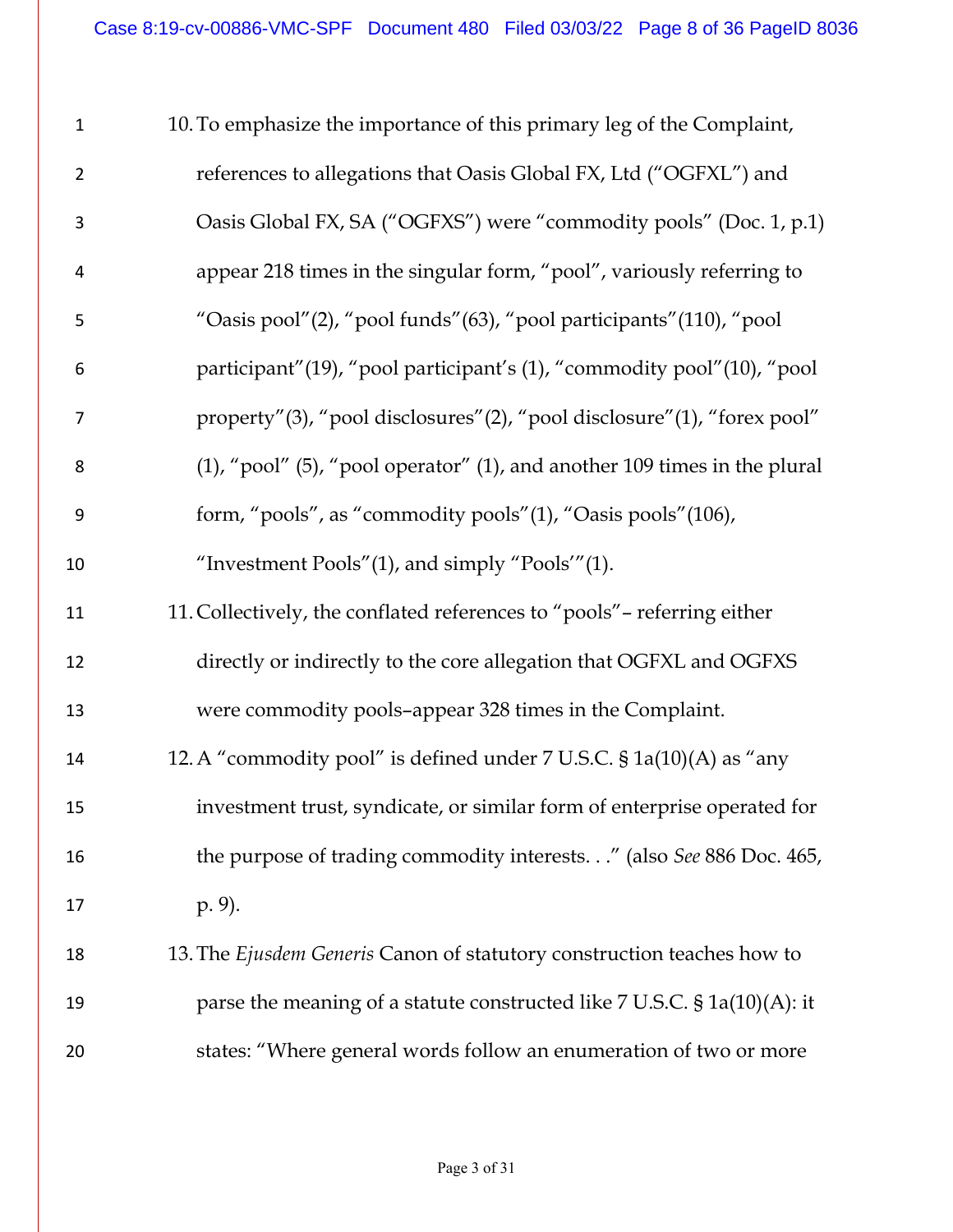10. To emphasize the importance of this primary leg of the Complaint, references to allegations that Oasis Global FX, Ltd ("OGFXL") and Oasis Global FX, SA ("OGFXS") were "commodity pools" (Doc. 1, p.1) appear 218 times in the singular form, "pool", variously referring to "Oasis pool"(2), "pool funds"(63), "pool participants"(110), "pool participant"(19), "pool participant's (1), "commodity pool"(10), "pool property"(3), "pool disclosures"(2), "pool disclosure"(1), "forex pool" (1), "pool" (5), "pool operator" (1), and another 109 times in the plural form, "pools", as "commodity pools"(1), "Oasis pools"(106), "Investment Pools"(1), and simply "Pools'"(1).

11. Collectively, the conflated references to "pools"– referring either directly or indirectly to the core allegation that OGFXL and OGFXS were commodity pools–appear 328 times in the Complaint.

12. A "commodity pool" is defined under 7 U.S.C. § 1a(10)(A) as "any investment trust, syndicate, or similar form of enterprise operated for the purpose of trading commodity interests. . ." (also *See* 886 Doc. 465, p. 9).

13. The *Ejusdem Generis* Canon of statutory construction teaches how to parse the meaning of a statute constructed like 7 U.S.C. § 1a(10)(A): it states: "Where general words follow an enumeration of two or more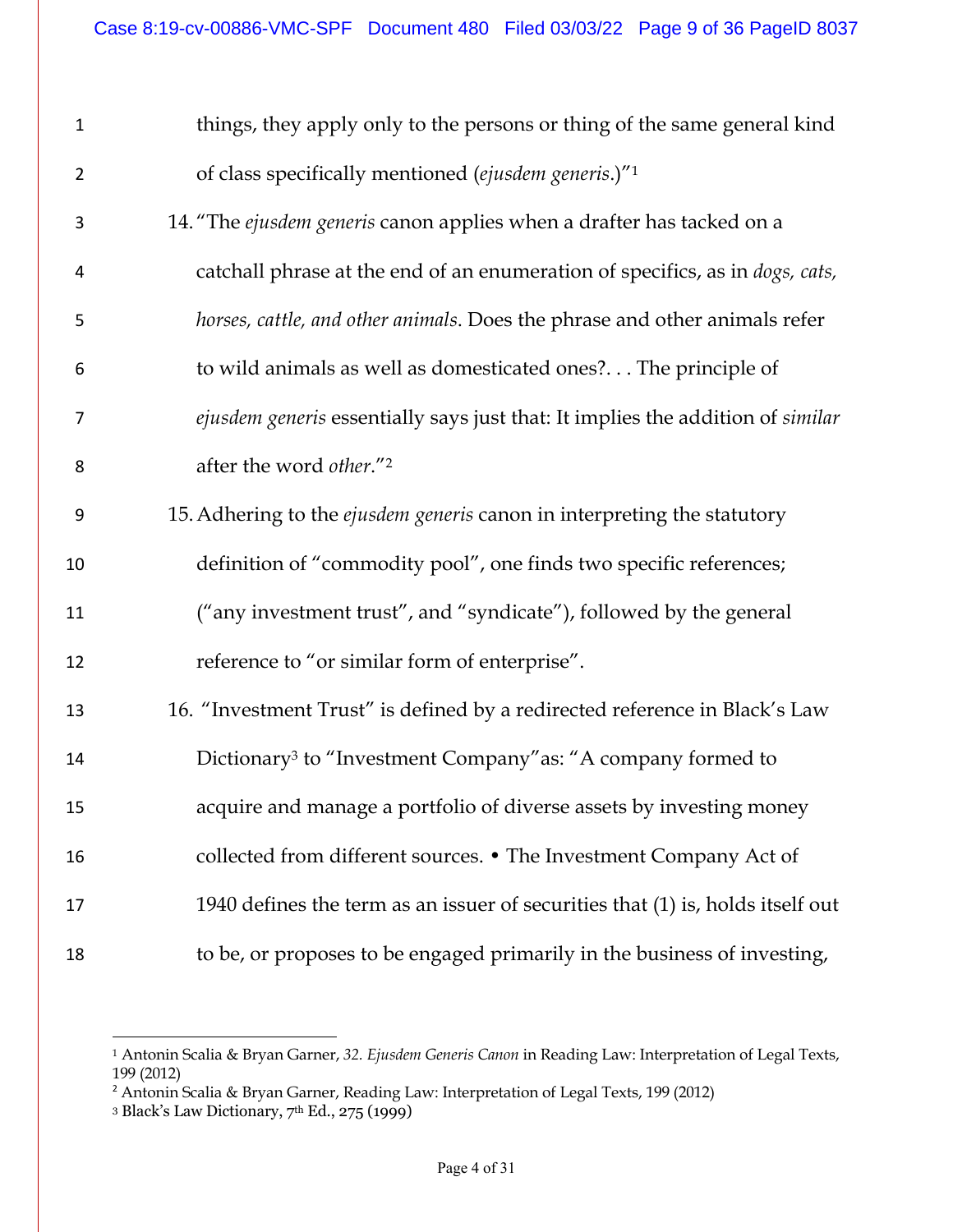things, they apply only to the persons or thing of the same general kind of class specifically mentioned (*ejusdem generis*.)"[1]

14. "The *ejusdem generis* canon applies when a drafter has tacked on a catchall phrase at the end of an enumeration of specifics, as in *dogs, cats, horses, cattle, and other animals*. Does the phrase and other animals refer to wild animals as well as domesticated ones?. . . The principle of *ejusdem generis* essentially says just that: It implies the addition of *similar* after the word *other*."[2]

15. Adhering to the *ejusdem generis* canon in interpreting the statutory definition of "commodity pool", one finds two specific references; ("any investment trust", and "syndicate"), followed by the general reference to "or similar form of enterprise".

16. "Investment Trust" is defined by a redirected reference in Black's Law Dictionary[3] to "Investment Company"as: "A company formed to acquire and manage a portfolio of diverse assets by investing money collected from different sources. • The Investment Company Act of 1940 defines the term as an issuer of securities that (1) is, holds itself out to be, or proposes to be engaged primarily in the business of investing,

---

[1] Antonin Scalia & Bryan Garner, *32. Ejusdem Generis Canon* in Reading Law: Interpretation of Legal Texts, 199 (2012)

[2] Antonin Scalia & Bryan Garner, Reading Law: Interpretation of Legal Texts, 199 (2012)

[3] Black's Law Dictionary, 7th Ed., 275 (1999)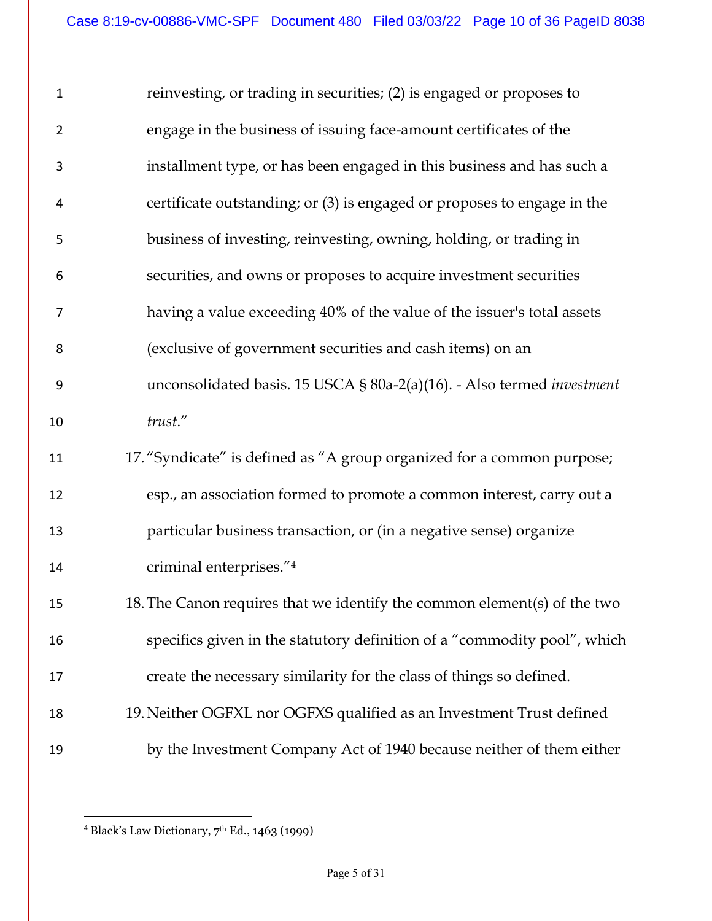reinvesting, or trading in securities; (2) is engaged or proposes to engage in the business of issuing face-amount certificates of the installment type, or has been engaged in this business and has such a certificate outstanding; or (3) is engaged or proposes to engage in the business of investing, reinvesting, owning, holding, or trading in securities, and owns or proposes to acquire investment securities having a value exceeding 40% of the value of the issuer's total assets (exclusive of government securities and cash items) on an unconsolidated basis. 15 USCA § 80a-2(a)(16). - Also termed *investment trust*."

17. "Syndicate" is defined as "A group organized for a common purpose; esp., an association formed to promote a common interest, carry out a particular business transaction, or (in a negative sense) organize criminal enterprises."[4]

18. The Canon requires that we identify the common element(s) of the two specifics given in the statutory definition of a "commodity pool", which create the necessary similarity for the class of things so defined.

19. Neither OGFXL nor OGFXS qualified as an Investment Trust defined by the Investment Company Act of 1940 because neither of them either

---

[4] Black's Law Dictionary, 7th Ed., 1463 (1999)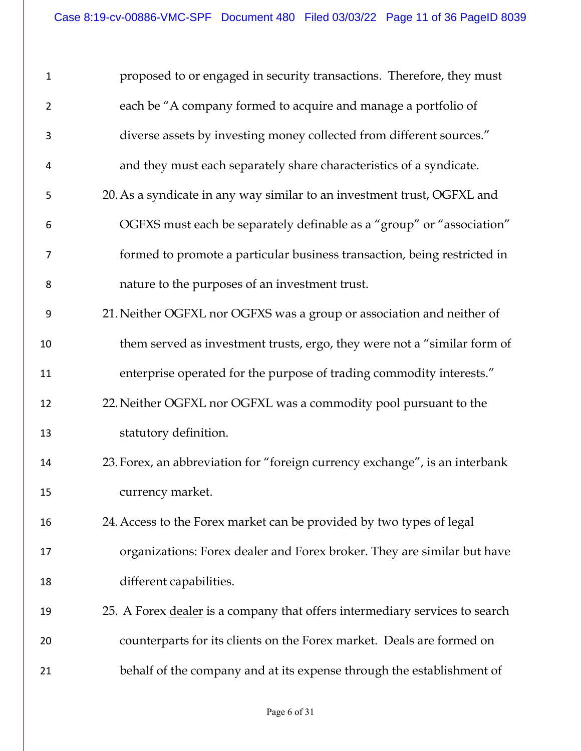proposed to or engaged in security transactions. Therefore, they must each be "A company formed to acquire and manage a portfolio of diverse assets by investing money collected from different sources." and they must each separately share characteristics of a syndicate.

20. As a syndicate in any way similar to an investment trust, OGFXL and OGFXS must each be separately definable as a "group" or "association" formed to promote a particular business transaction, being restricted in nature to the purposes of an investment trust.

21. Neither OGFXL nor OGFXS was a group or association and neither of them served as investment trusts, ergo, they were not a "similar form of enterprise operated for the purpose of trading commodity interests."

22. Neither OGFXL nor OGFXL was a commodity pool pursuant to the statutory definition.

23. Forex, an abbreviation for "foreign currency exchange", is an interbank currency market.

24. Access to the Forex market can be provided by two types of legal organizations: Forex dealer and Forex broker. They are similar but have different capabilities.

25. A Forex <u>dealer</u> is a company that offers intermediary services to search counterparts for its clients on the Forex market. Deals are formed on behalf of the company and at its expense through the establishment of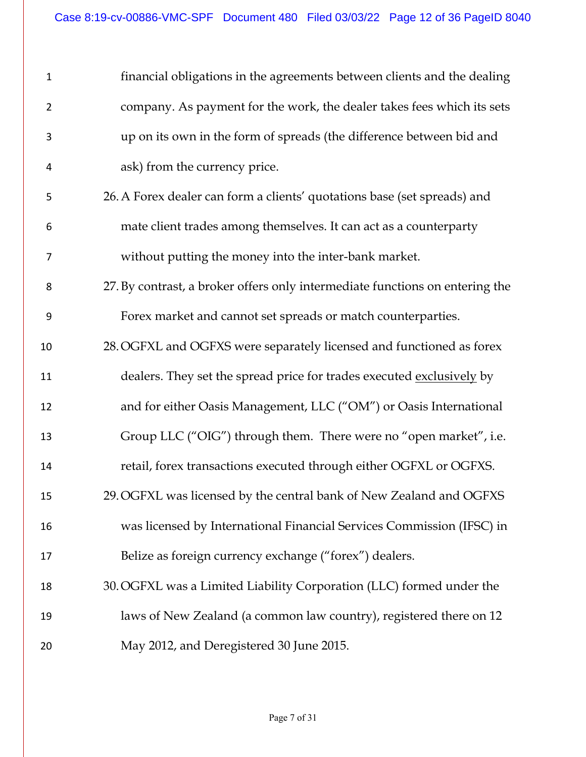financial obligations in the agreements between clients and the dealing company. As payment for the work, the dealer takes fees which its sets up on its own in the form of spreads (the difference between bid and ask) from the currency price.

26. A Forex dealer can form a clients' quotations base (set spreads) and mate client trades among themselves. It can act as a counterparty without putting the money into the inter-bank market.

27. By contrast, a broker offers only intermediate functions on entering the Forex market and cannot set spreads or match counterparties.

28. OGFXL and OGFXS were separately licensed and functioned as forex dealers. They set the spread price for trades executed <u>exclusively</u> by and for either Oasis Management, LLC ("OM") or Oasis International Group LLC ("OIG") through them. There were no "open market", i.e. retail, forex transactions executed through either OGFXL or OGFXS.

29. OGFXL was licensed by the central bank of New Zealand and OGFXS was licensed by International Financial Services Commission (IFSC) in Belize as foreign currency exchange ("forex") dealers.

30. OGFXL was a Limited Liability Corporation (LLC) formed under the laws of New Zealand (a common law country), registered there on 12 May 2012, and Deregistered 30 June 2015.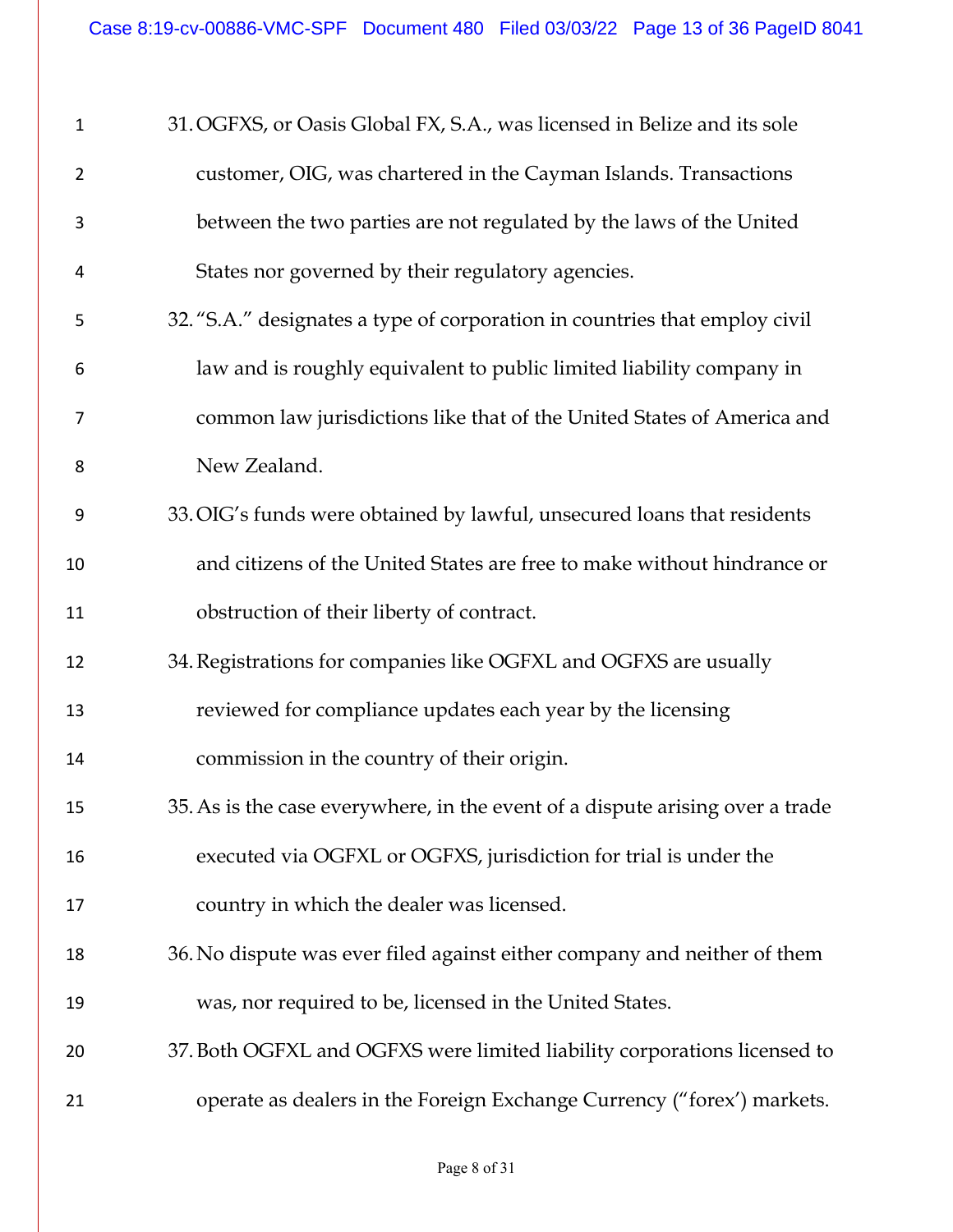31. OGFXS, or Oasis Global FX, S.A., was licensed in Belize and its sole customer, OIG, was chartered in the Cayman Islands. Transactions between the two parties are not regulated by the laws of the United States nor governed by their regulatory agencies.

32. "S.A." designates a type of corporation in countries that employ civil law and is roughly equivalent to public limited liability company in common law jurisdictions like that of the United States of America and New Zealand.

33. OIG's funds were obtained by lawful, unsecured loans that residents and citizens of the United States are free to make without hindrance or obstruction of their liberty of contract.

34. Registrations for companies like OGFXL and OGFXS are usually reviewed for compliance updates each year by the licensing commission in the country of their origin.

35. As is the case everywhere, in the event of a dispute arising over a trade executed via OGFXL or OGFXS, jurisdiction for trial is under the country in which the dealer was licensed.

36. No dispute was ever filed against either company and neither of them was, nor required to be, licensed in the United States.

37. Both OGFXL and OGFXS were limited liability corporations licensed to operate as dealers in the Foreign Exchange Currency ("forex') markets.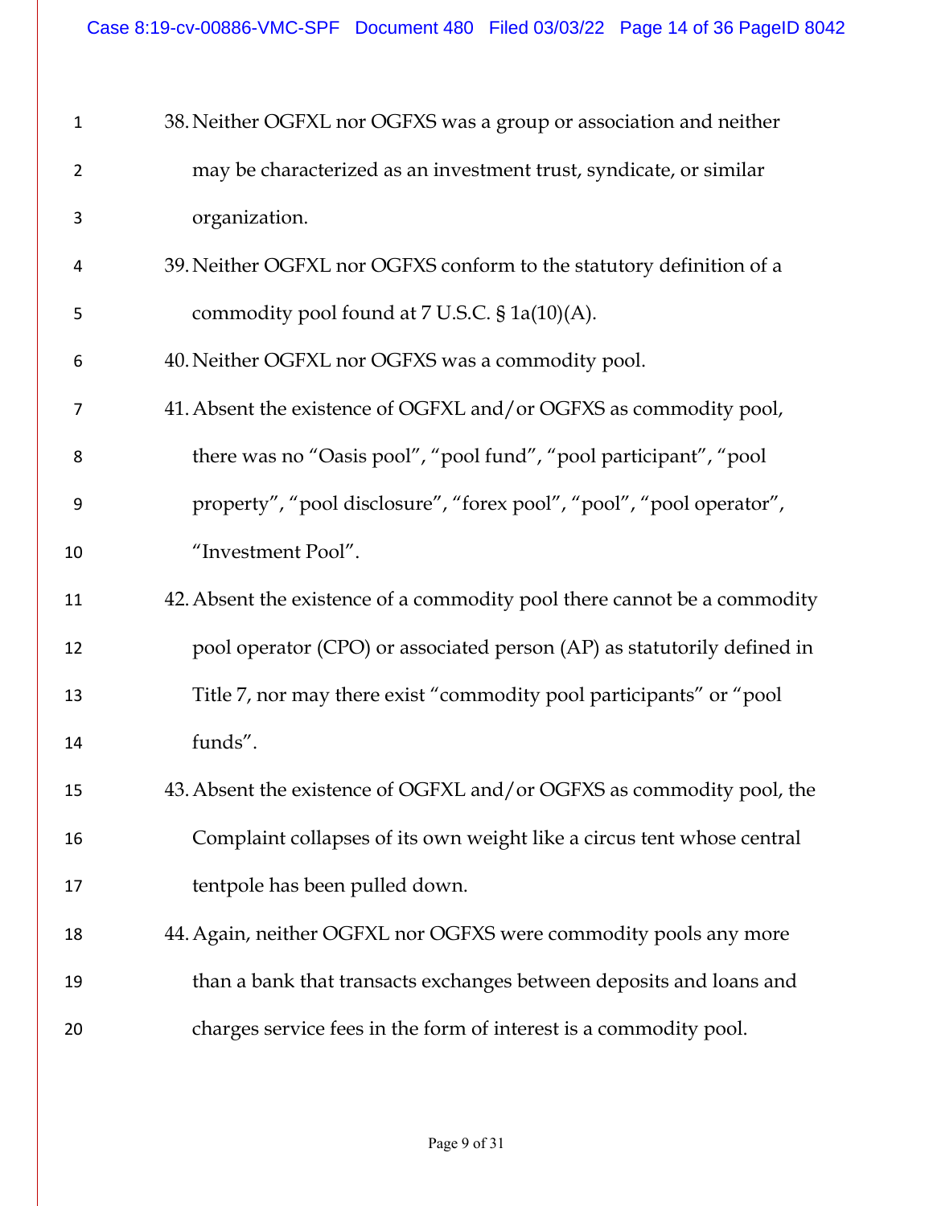38. Neither OGFXL nor OGFXS was a group or association and neither may be characterized as an investment trust, syndicate, or similar organization.
39. Neither OGFXL nor OGFXS conform to the statutory definition of a commodity pool found at 7 U.S.C. § 1a(10)(A).
40. Neither OGFXL nor OGFXS was a commodity pool.
41. Absent the existence of OGFXL and/or OGFXS as commodity pool, there was no "Oasis pool", "pool fund", "pool participant", "pool property", "pool disclosure", "forex pool", "pool", "pool operator", "Investment Pool".
42. Absent the existence of a commodity pool there cannot be a commodity pool operator (CPO) or associated person (AP) as statutorily defined in Title 7, nor may there exist "commodity pool participants" or "pool funds".
43. Absent the existence of OGFXL and/or OGFXS as commodity pool, the Complaint collapses of its own weight like a circus tent whose central tentpole has been pulled down.
44. Again, neither OGFXL nor OGFXS were commodity pools any more than a bank that transacts exchanges between deposits and loans and charges service fees in the form of interest is a commodity pool.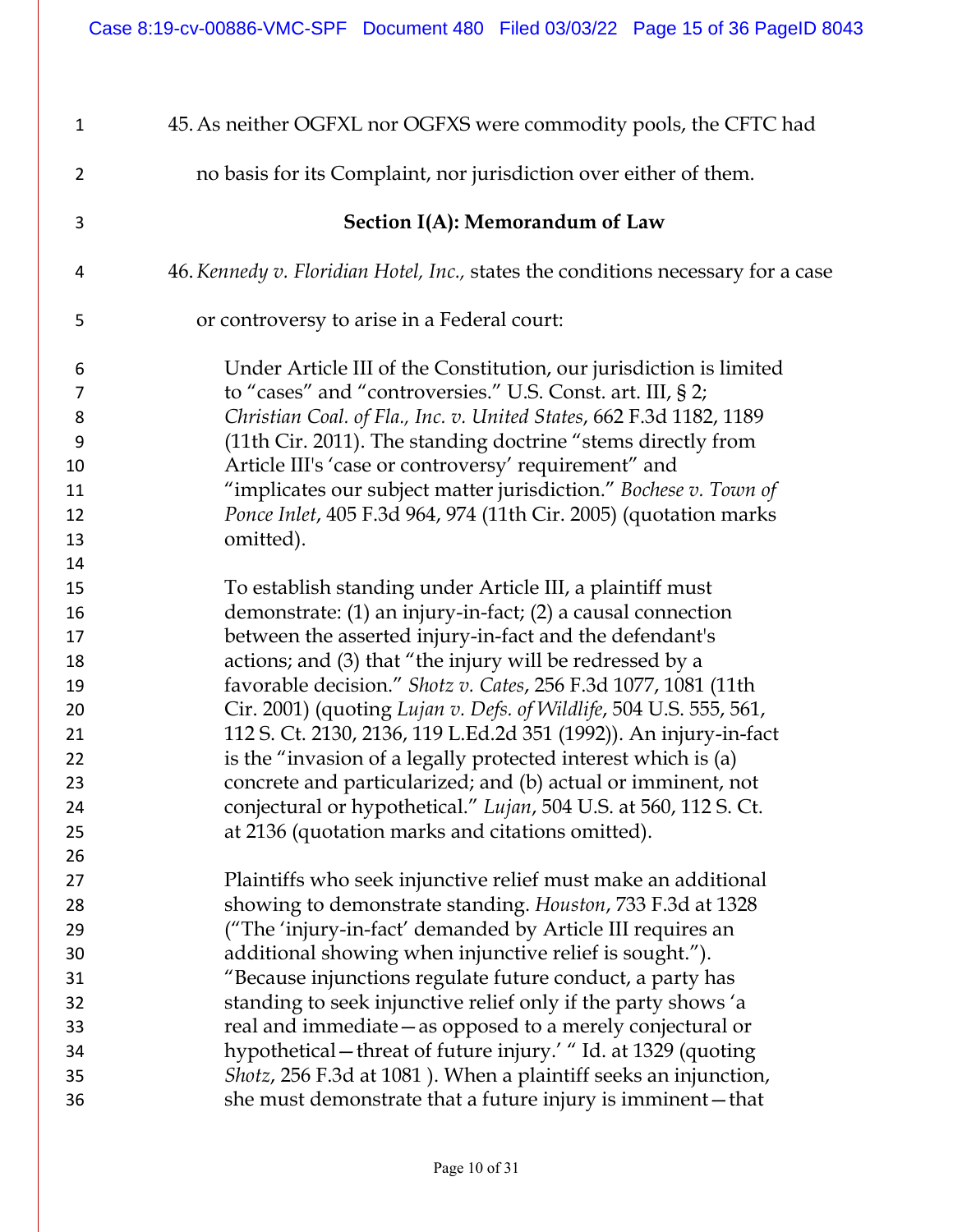45. As neither OGFXL nor OGFXS were commodity pools, the CFTC had no basis for its Complaint, nor jurisdiction over either of them.

### Section I(A): Memorandum of Law

46. *Kennedy v. Floridian Hotel, Inc.,* states the conditions necessary for a case or controversy to arise in a Federal court:

> Under Article III of the Constitution, our jurisdiction is limited to "cases" and "controversies." U.S. Const. art. III, § 2; *Christian Coal. of Fla., Inc. v. United States*, 662 F.3d 1182, 1189 (11th Cir. 2011). The standing doctrine "stems directly from Article III's 'case or controversy' requirement" and "implicates our subject matter jurisdiction." *Bochese v. Town of Ponce Inlet*, 405 F.3d 964, 974 (11th Cir. 2005) (quotation marks omitted).
>
> To establish standing under Article III, a plaintiff must demonstrate: (1) an injury-in-fact; (2) a causal connection between the asserted injury-in-fact and the defendant's actions; and (3) that "the injury will be redressed by a favorable decision." *Shotz v. Cates*, 256 F.3d 1077, 1081 (11th Cir. 2001) (quoting *Lujan v. Defs. of Wildlife*, 504 U.S. 555, 561, 112 S. Ct. 2130, 2136, 119 L.Ed.2d 351 (1992)). An injury-in-fact is the "invasion of a legally protected interest which is (a) concrete and particularized; and (b) actual or imminent, not conjectural or hypothetical." *Lujan*, 504 U.S. at 560, 112 S. Ct. at 2136 (quotation marks and citations omitted).
>
> Plaintiffs who seek injunctive relief must make an additional showing to demonstrate standing. *Houston*, 733 F.3d at 1328 ("The 'injury-in-fact' demanded by Article III requires an additional showing when injunctive relief is sought."). "Because injunctions regulate future conduct, a party has standing to seek injunctive relief only if the party shows 'a real and immediate—as opposed to a merely conjectural or hypothetical—threat of future injury.' " Id. at 1329 (quoting *Shotz*, 256 F.3d at 1081 ). When a plaintiff seeks an injunction, she must demonstrate that a future injury is imminent—that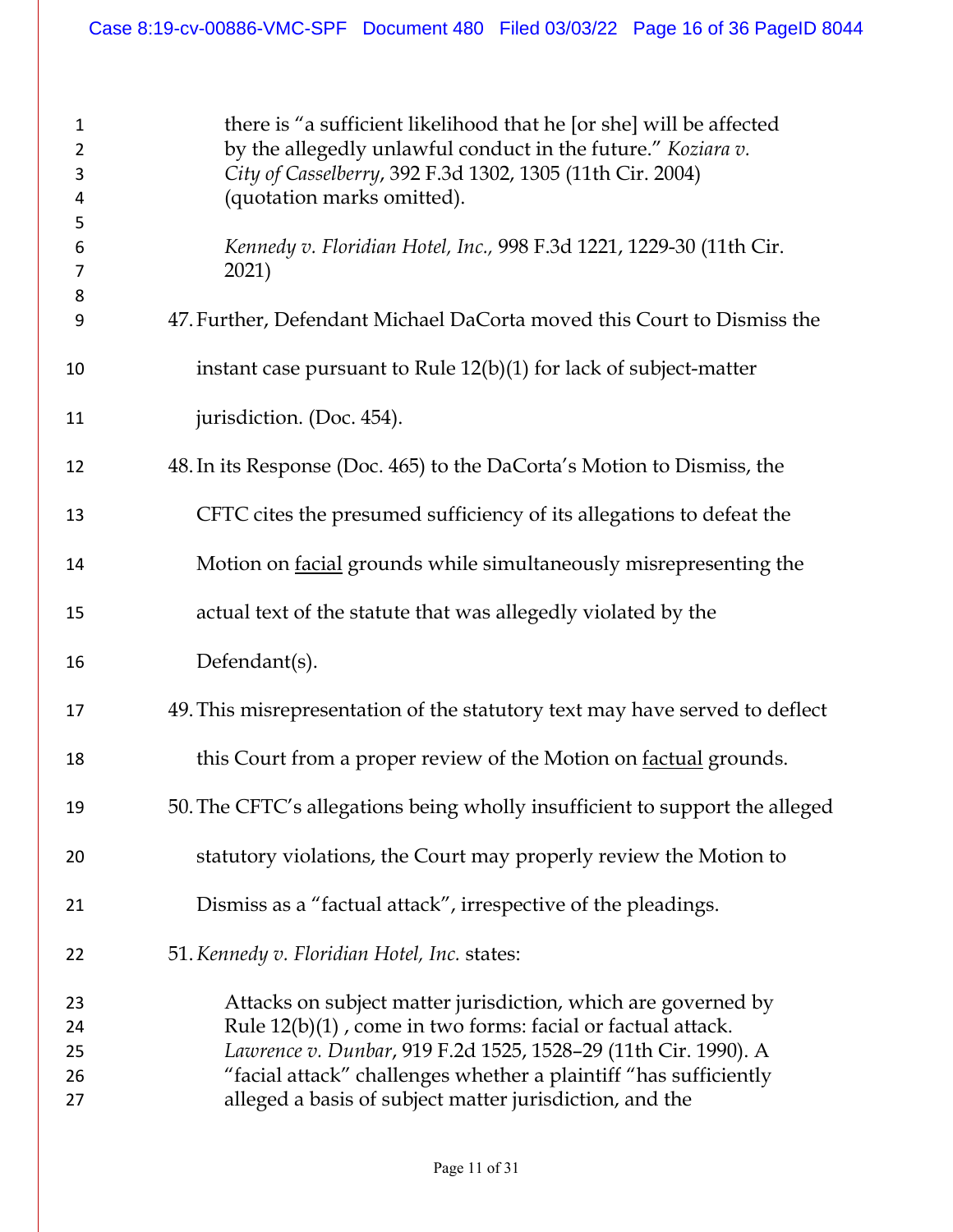> there is "a sufficient likelihood that he [or she] will be affected by the allegedly unlawful conduct in the future." *Koziara v. City of Casselberry*, 392 F.3d 1302, 1305 (11th Cir. 2004) (quotation marks omitted).
>
> *Kennedy v. Floridian Hotel, Inc.,* 998 F.3d 1221, 1229-30 (11th Cir. 2021)

47. Further, Defendant Michael DaCorta moved this Court to Dismiss the instant case pursuant to Rule 12(b)(1) for lack of subject-matter jurisdiction. (Doc. 454).

48. In its Response (Doc. 465) to the DaCorta's Motion to Dismiss, the CFTC cites the presumed sufficiency of its allegations to defeat the Motion on <u>facial</u> grounds while simultaneously misrepresenting the actual text of the statute that was allegedly violated by the Defendant(s).

49. This misrepresentation of the statutory text may have served to deflect this Court from a proper review of the Motion on <u>factual</u> grounds.

50. The CFTC's allegations being wholly insufficient to support the alleged statutory violations, the Court may properly review the Motion to Dismiss as a "factual attack", irrespective of the pleadings.

51. *Kennedy v. Floridian Hotel, Inc.* states:

> Attacks on subject matter jurisdiction, which are governed by Rule 12(b)(1) , come in two forms: facial or factual attack. *Lawrence v. Dunbar*, 919 F.2d 1525, 1528–29 (11th Cir. 1990). A "facial attack" challenges whether a plaintiff "has sufficiently alleged a basis of subject matter jurisdiction, and the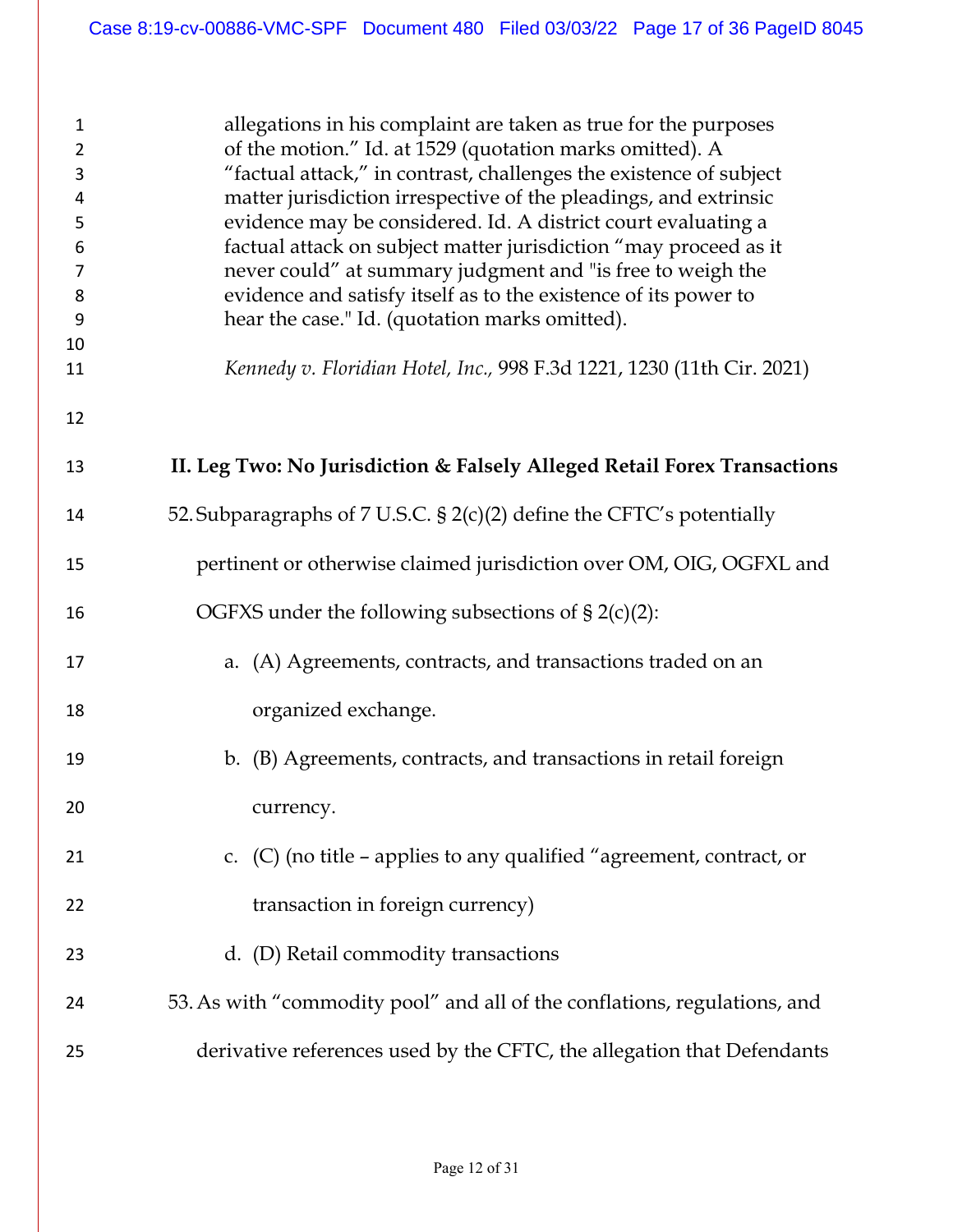> allegations in his complaint are taken as true for the purposes of the motion." Id. at 1529 (quotation marks omitted). A "factual attack," in contrast, challenges the existence of subject matter jurisdiction irrespective of the pleadings, and extrinsic evidence may be considered. Id. A district court evaluating a factual attack on subject matter jurisdiction "may proceed as it never could" at summary judgment and "is free to weigh the evidence and satisfy itself as to the existence of its power to hear the case." Id. (quotation marks omitted).
>
> *Kennedy v. Floridian Hotel, Inc.,* 998 F.3d 1221, 1230 (11th Cir. 2021)

## II. Leg Two: No Jurisdiction & Falsely Alleged Retail Forex Transactions

52. Subparagraphs of 7 U.S.C. § 2(c)(2) define the CFTC's potentially pertinent or otherwise claimed jurisdiction over OM, OIG, OGFXL and OGFXS under the following subsections of § 2(c)(2):

    a. (A) Agreements, contracts, and transactions traded on an organized exchange.

    b. (B) Agreements, contracts, and transactions in retail foreign currency.

    c. (C) (no title – applies to any qualified "agreement, contract, or transaction in foreign currency)

    d. (D) Retail commodity transactions

53. As with "commodity pool" and all of the conflations, regulations, and derivative references used by the CFTC, the allegation that Defendants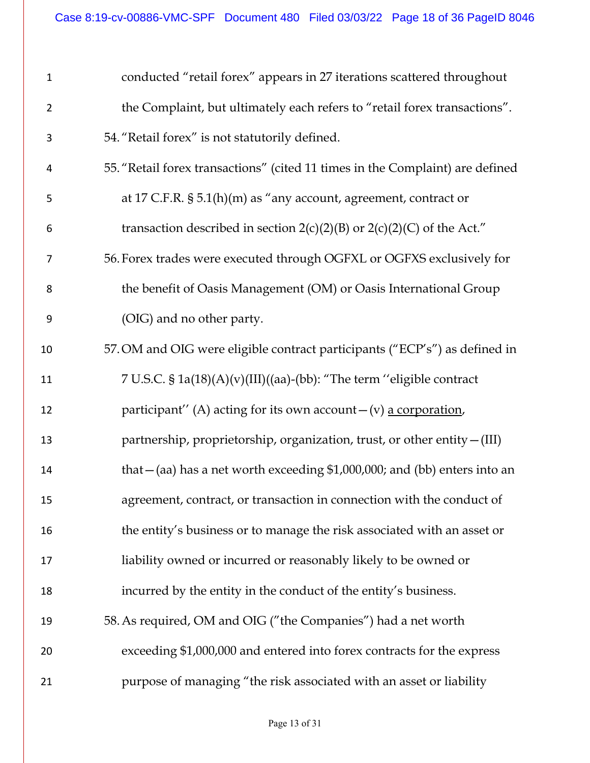conducted "retail forex" appears in 27 iterations scattered throughout the Complaint, but ultimately each refers to "retail forex transactions".

54. "Retail forex" is not statutorily defined.

55. "Retail forex transactions" (cited 11 times in the Complaint) are defined at 17 C.F.R. § 5.1(h)(m) as "any account, agreement, contract or transaction described in section 2(c)(2)(B) or 2(c)(2)(C) of the Act."

56. Forex trades were executed through OGFXL or OGFXS exclusively for the benefit of Oasis Management (OM) or Oasis International Group (OIG) and no other party.

57. OM and OIG were eligible contract participants ("ECP's") as defined in 7 U.S.C. § 1a(18)(A)(v)(III)((aa)-(bb): "The term ''eligible contract participant'' (A) acting for its own account—(v) <u>a corporation</u>, partnership, proprietorship, organization, trust, or other entity—(III) that—(aa) has a net worth exceeding $1,000,000; and (bb) enters into an agreement, contract, or transaction in connection with the conduct of the entity's business or to manage the risk associated with an asset or liability owned or incurred or reasonably likely to be owned or incurred by the entity in the conduct of the entity's business.

58. As required, OM and OIG ("the Companies") had a net worth exceeding $1,000,000 and entered into forex contracts for the express purpose of managing "the risk associated with an asset or liability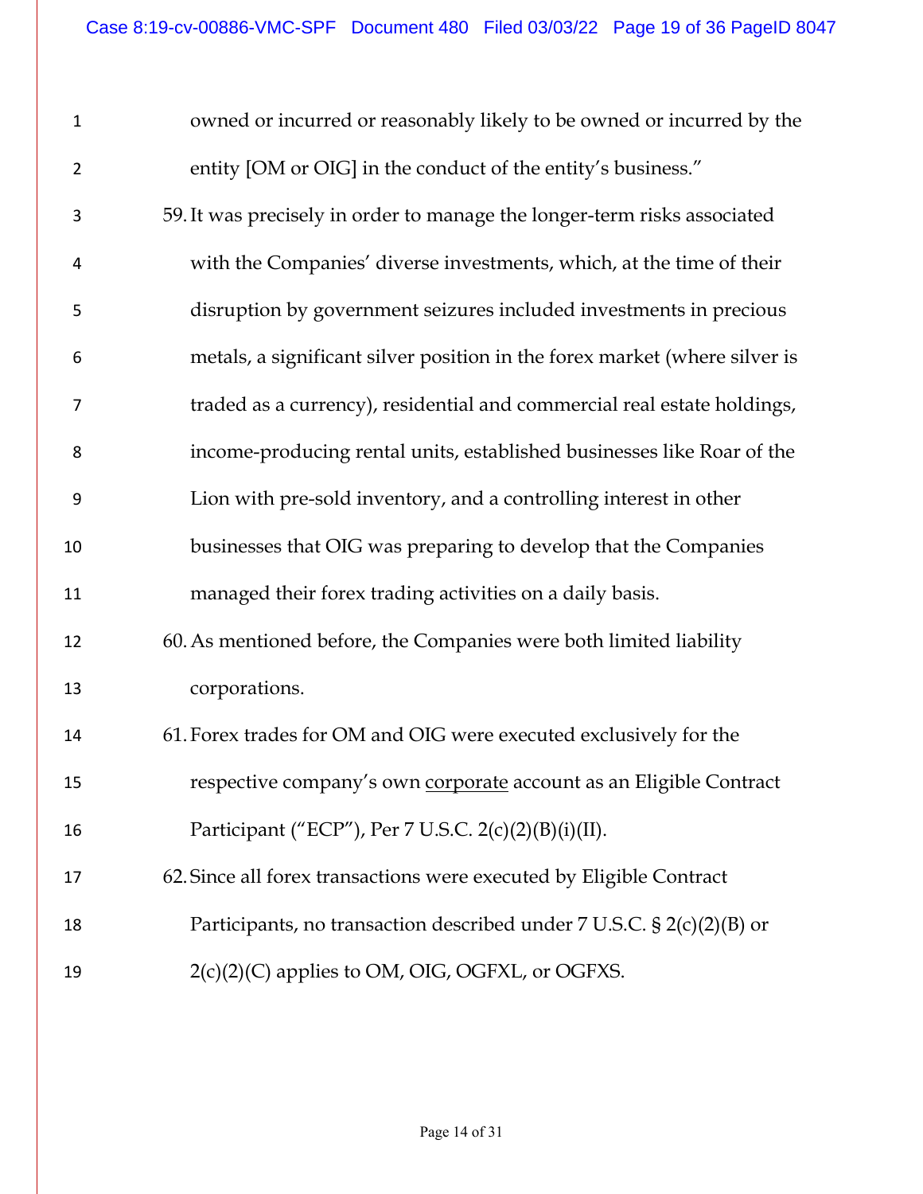owned or incurred or reasonably likely to be owned or incurred by the entity [OM or OIG] in the conduct of the entity's business."

59. It was precisely in order to manage the longer-term risks associated with the Companies' diverse investments, which, at the time of their disruption by government seizures included investments in precious metals, a significant silver position in the forex market (where silver is traded as a currency), residential and commercial real estate holdings, income-producing rental units, established businesses like Roar of the Lion with pre-sold inventory, and a controlling interest in other businesses that OIG was preparing to develop that the Companies managed their forex trading activities on a daily basis.

60. As mentioned before, the Companies were both limited liability corporations.

61. Forex trades for OM and OIG were executed exclusively for the respective company's own <u>corporate</u> account as an Eligible Contract Participant ("ECP"), Per 7 U.S.C. 2(c)(2)(B)(i)(II).

62. Since all forex transactions were executed by Eligible Contract Participants, no transaction described under 7 U.S.C. § 2(c)(2)(B) or 2(c)(2)(C) applies to OM, OIG, OGFXL, or OGFXS.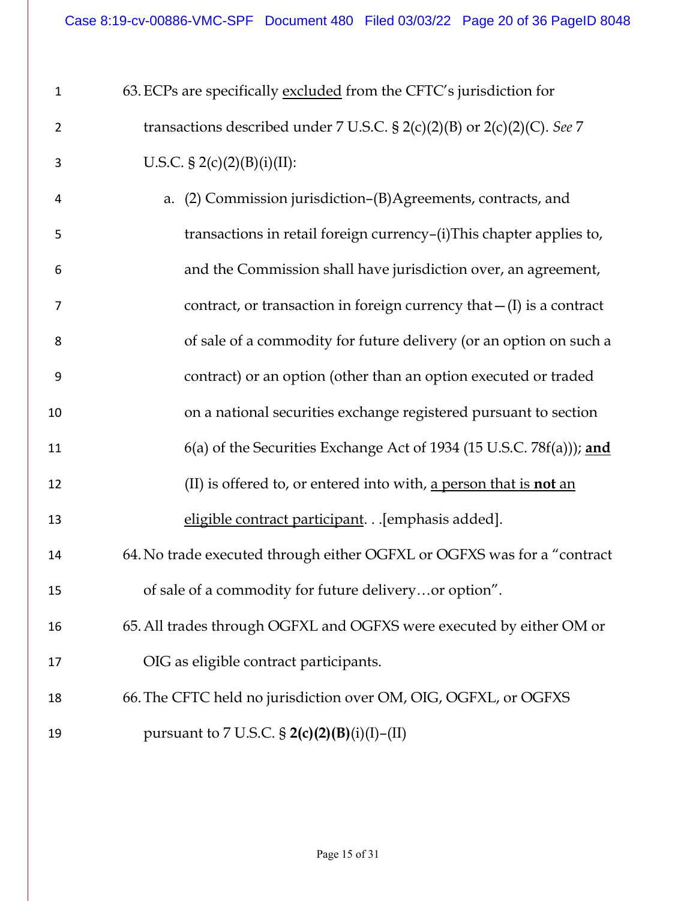63. ECPs are specifically <u>excluded</u> from the CFTC's jurisdiction for transactions described under 7 U.S.C. § 2(c)(2)(B) or 2(c)(2)(C). *See* 7 U.S.C. § 2(c)(2)(B)(i)(II):

    a. (2) Commission jurisdiction–(B)Agreements, contracts, and transactions in retail foreign currency–(i)This chapter applies to, and the Commission shall have jurisdiction over, an agreement, contract, or transaction in foreign currency that—(I) is a contract of sale of a commodity for future delivery (or an option on such a contract) or an option (other than an option executed or traded on a national securities exchange registered pursuant to section 6(a) of the Securities Exchange Act of 1934 (15 U.S.C. 78f(a))); <u>**and**</u> (II) is offered to, or entered into with, <u>a person that is **not** an eligible contract participant</u>. . .[emphasis added].

64. No trade executed through either OGFXL or OGFXS was for a "contract of sale of a commodity for future delivery…or option".

65. All trades through OGFXL and OGFXS were executed by either OM or OIG as eligible contract participants.

66. The CFTC held no jurisdiction over OM, OIG, OGFXL, or OGFXS pursuant to 7 U.S.C. § **2(c)(2)(B)**(i)(I)–(II)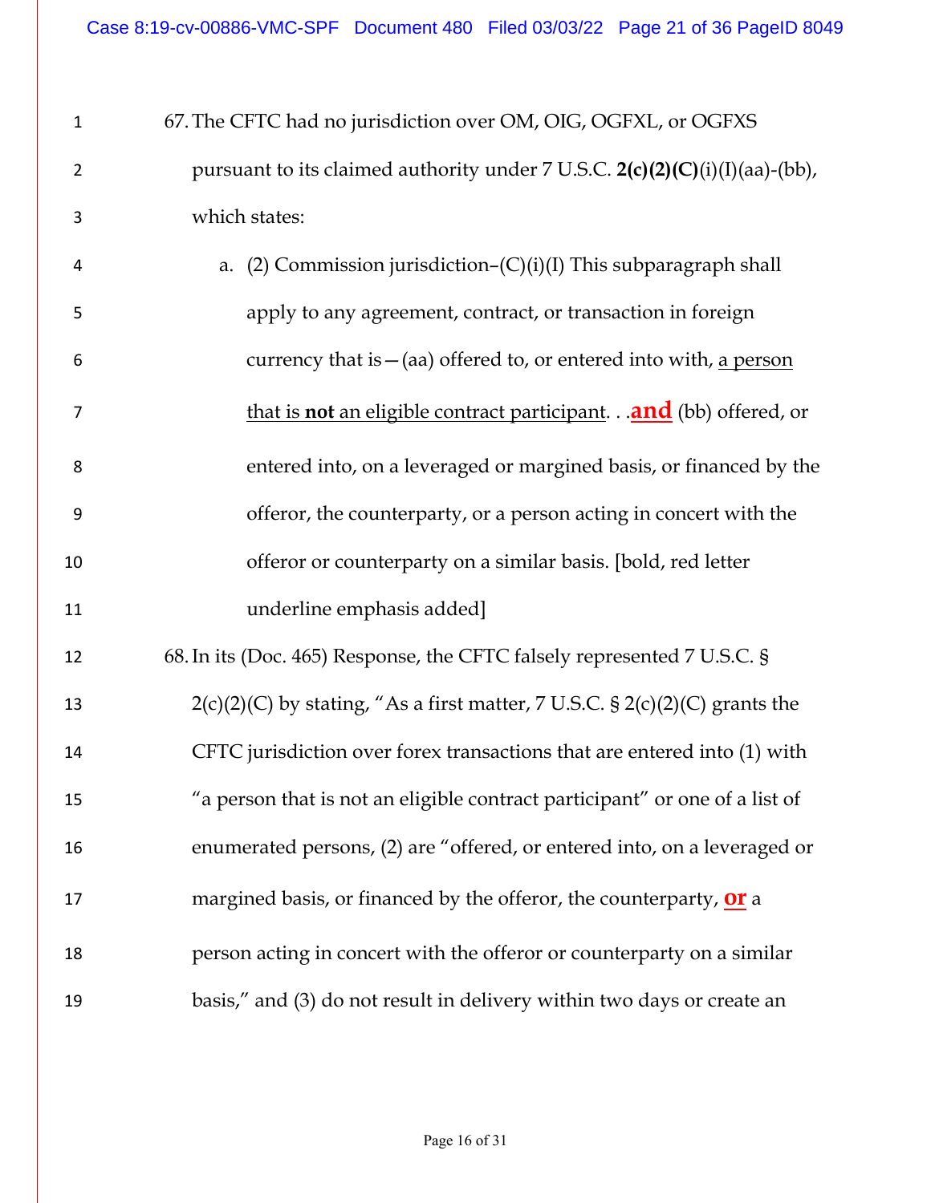67. The CFTC had no jurisdiction over OM, OIG, OGFXL, or OGFXS pursuant to its claimed authority under 7 U.S.C. **2(c)(2)(C)**(i)(I)(aa)-(bb), which states:

   a. (2) Commission jurisdiction–(C)(i)(I) This subparagraph shall apply to any agreement, contract, or transaction in foreign currency that is—(aa) offered to, or entered into with, <u>a person that is **not** an eligible contract participant</u>. . .**<u>and</u>** (bb) offered, or entered into, on a leveraged or margined basis, or financed by the offeror, the counterparty, or a person acting in concert with the offeror or counterparty on a similar basis. [bold, red letter underline emphasis added]

68. In its (Doc. 465) Response, the CFTC falsely represented 7 U.S.C. § 2(c)(2)(C) by stating, "As a first matter, 7 U.S.C. § 2(c)(2)(C) grants the CFTC jurisdiction over forex transactions that are entered into (1) with "a person that is not an eligible contract participant" or one of a list of enumerated persons, (2) are "offered, or entered into, on a leveraged or margined basis, or financed by the offeror, the counterparty, **<u>or</u>** a person acting in concert with the offeror or counterparty on a similar basis," and (3) do not result in delivery within two days or create an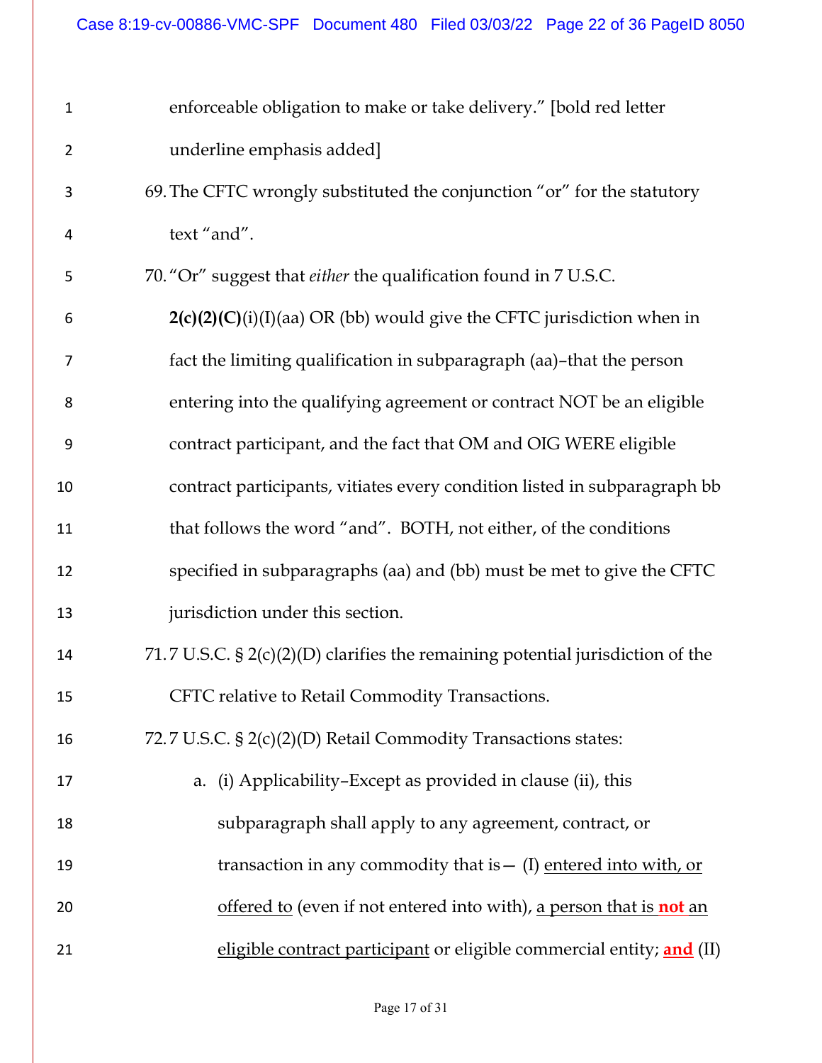enforceable obligation to make or take delivery." [bold red letter underline emphasis added]

69. The CFTC wrongly substituted the conjunction "or" for the statutory text "and".

70. "Or" suggest that *either* the qualification found in 7 U.S.C. **2(c)(2)(C)**(i)(I)(aa) OR (bb) would give the CFTC jurisdiction when in fact the limiting qualification in subparagraph (aa)–that the person entering into the qualifying agreement or contract NOT be an eligible contract participant, and the fact that OM and OIG WERE eligible contract participants, vitiates every condition listed in subparagraph bb that follows the word "and". BOTH, not either, of the conditions specified in subparagraphs (aa) and (bb) must be met to give the CFTC jurisdiction under this section.

71. 7 U.S.C. § 2(c)(2)(D) clarifies the remaining potential jurisdiction of the CFTC relative to Retail Commodity Transactions.

72. 7 U.S.C. § 2(c)(2)(D) Retail Commodity Transactions states:

   a. (i) Applicability–Except as provided in clause (ii), this subparagraph shall apply to any agreement, contract, or transaction in any commodity that is— (I) <u>entered into with, or offered to</u> (even if not entered into with), <u>a person that is **not** an eligible contract participant</u> or eligible commercial entity; <u>**and**</u> (II)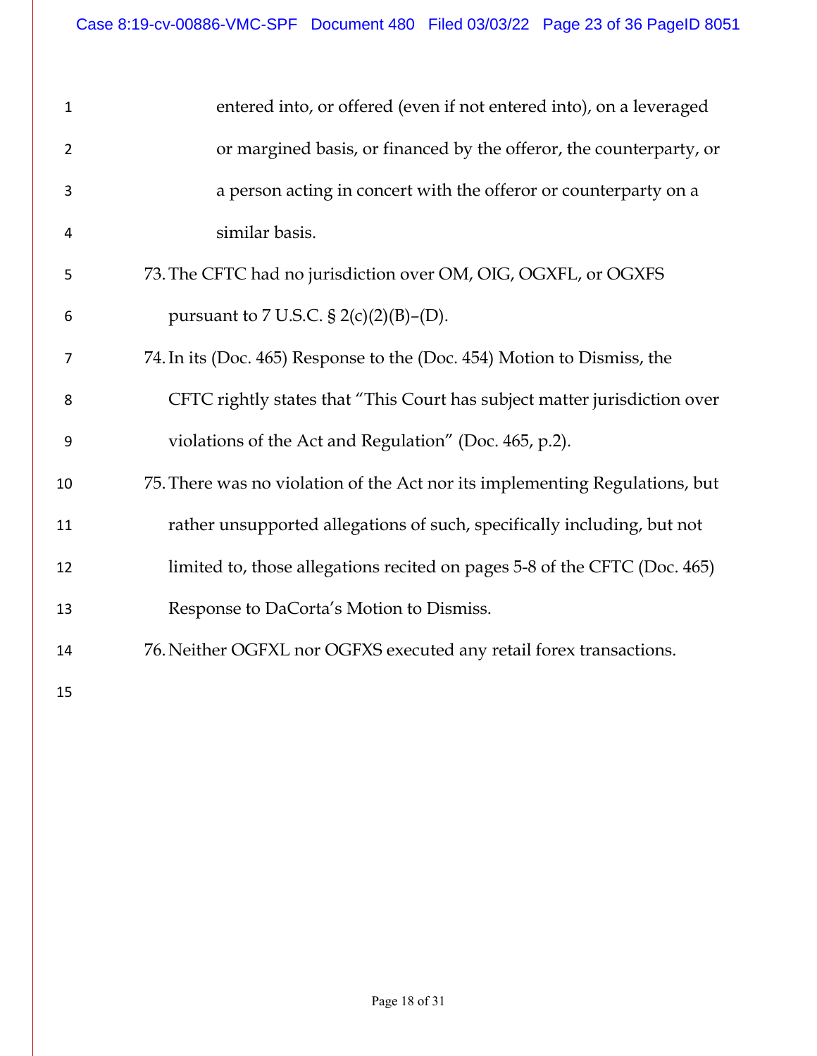entered into, or offered (even if not entered into), on a leveraged or margined basis, or financed by the offeror, the counterparty, or a person acting in concert with the offeror or counterparty on a similar basis.

73. The CFTC had no jurisdiction over OM, OIG, OGXFL, or OGXFS pursuant to 7 U.S.C. § 2(c)(2)(B)–(D).

74. In its (Doc. 465) Response to the (Doc. 454) Motion to Dismiss, the CFTC rightly states that "This Court has subject matter jurisdiction over violations of the Act and Regulation" (Doc. 465, p.2).

75. There was no violation of the Act nor its implementing Regulations, but rather unsupported allegations of such, specifically including, but not limited to, those allegations recited on pages 5-8 of the CFTC (Doc. 465) Response to DaCorta's Motion to Dismiss.

76. Neither OGFXL nor OGFXS executed any retail forex transactions.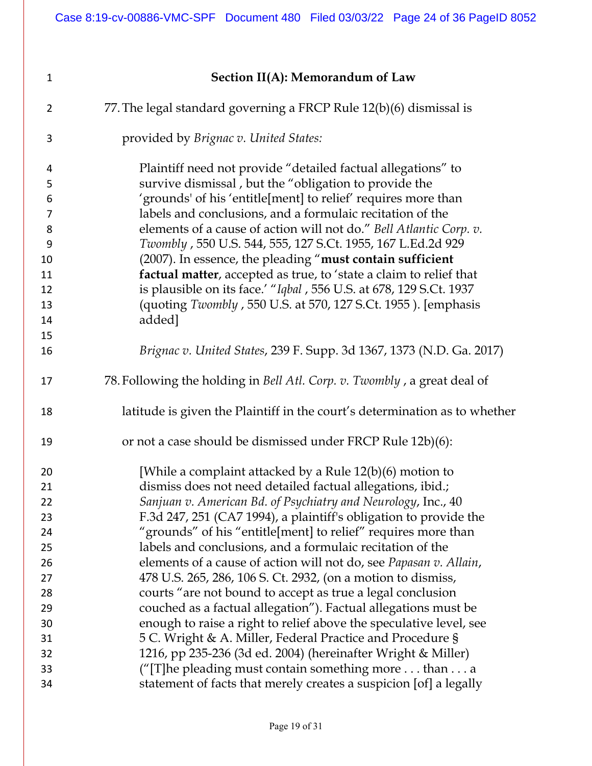**Section II(A): Memorandum of Law**

77. The legal standard governing a FRCP Rule 12(b)(6) dismissal is provided by *Brignac v. United States:*

> Plaintiff need not provide "detailed factual allegations" to survive dismissal , but the "obligation to provide the 'grounds' of his 'entitle[ment] to relief' requires more than labels and conclusions, and a formulaic recitation of the elements of a cause of action will not do." *Bell Atlantic Corp. v. Twombly* , 550 U.S. 544, 555, 127 S.Ct. 1955, 167 L.Ed.2d 929 (2007). In essence, the pleading "**must contain sufficient factual matter**, accepted as true, to 'state a claim to relief that is plausible on its face.' "*Iqbal* , 556 U.S. at 678, 129 S.Ct. 1937 (quoting *Twombly* , 550 U.S. at 570, 127 S.Ct. 1955 ). [emphasis added]
>
> *Brignac v. United States*, 239 F. Supp. 3d 1367, 1373 (N.D. Ga. 2017)

78. Following the holding in *Bell Atl. Corp. v. Twombly* , a great deal of latitude is given the Plaintiff in the court's determination as to whether or not a case should be dismissed under FRCP Rule 12b)(6):

> [While a complaint attacked by a Rule 12(b)(6) motion to dismiss does not need detailed factual allegations, ibid.; *Sanjuan v. American Bd. of Psychiatry and Neurology*, Inc., 40 F.3d 247, 251 (CA7 1994), a plaintiff's obligation to provide the "grounds" of his "entitle[ment] to relief" requires more than labels and conclusions, and a formulaic recitation of the elements of a cause of action will not do, see *Papasan v. Allain*, 478 U.S. 265, 286, 106 S. Ct. 2932, (on a motion to dismiss, courts "are not bound to accept as true a legal conclusion couched as a factual allegation"). Factual allegations must be enough to raise a right to relief above the speculative level, see 5 C. Wright & A. Miller, Federal Practice and Procedure § 1216, pp 235-236 (3d ed. 2004) (hereinafter Wright & Miller) ("[T]he pleading must contain something more . . . than . . . a statement of facts that merely creates a suspicion [of] a legally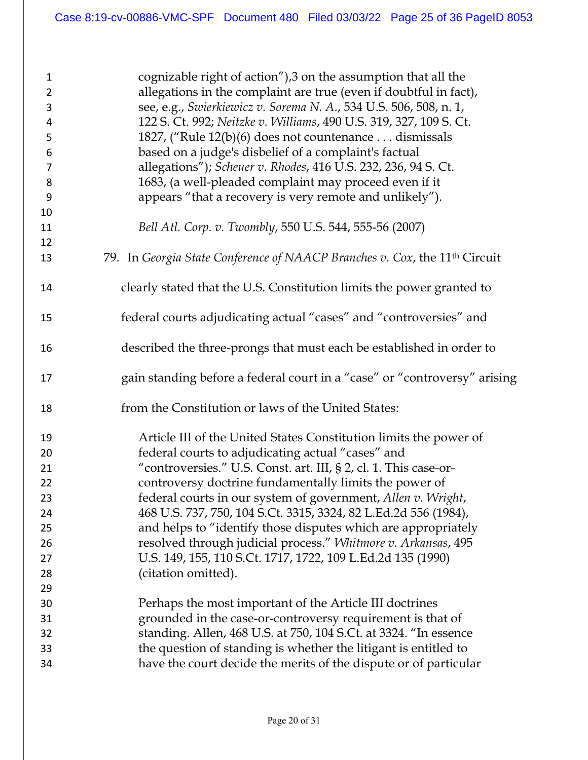> cognizable right of action"),3 on the assumption that all the allegations in the complaint are true (even if doubtful in fact), see, e.g., *Swierkiewicz v. Sorema N. A.*, 534 U.S. 506, 508, n. 1, 122 S. Ct. 992; *Neitzke v. Williams*, 490 U.S. 319, 327, 109 S. Ct. 1827, ("Rule 12(b)(6) does not countenance . . . dismissals based on a judge's disbelief of a complaint's factual allegations"); *Scheuer v. Rhodes*, 416 U.S. 232, 236, 94 S. Ct. 1683, (a well-pleaded complaint may proceed even if it appears "that a recovery is very remote and unlikely").
>
> *Bell Atl. Corp. v. Twombly*, 550 U.S. 544, 555-56 (2007)

79. In *Georgia State Conference of NAACP Branches v. Cox*, the 11th Circuit clearly stated that the U.S. Constitution limits the power granted to federal courts adjudicating actual "cases" and "controversies" and described the three-prongs that must each be established in order to gain standing before a federal court in a "case" or "controversy" arising from the Constitution or laws of the United States:

> Article III of the United States Constitution limits the power of federal courts to adjudicating actual "cases" and "controversies." U.S. Const. art. III, § 2, cl. 1. This case-or-controversy doctrine fundamentally limits the power of federal courts in our system of government, *Allen v. Wright*, 468 U.S. 737, 750, 104 S.Ct. 3315, 3324, 82 L.Ed.2d 556 (1984), and helps to "identify those disputes which are appropriately resolved through judicial process." *Whitmore v. Arkansas*, 495 U.S. 149, 155, 110 S.Ct. 1717, 1722, 109 L.Ed.2d 135 (1990) (citation omitted).
>
> Perhaps the most important of the Article III doctrines grounded in the case-or-controversy requirement is that of standing. Allen, 468 U.S. at 750, 104 S.Ct. at 3324. "In essence the question of standing is whether the litigant is entitled to have the court decide the merits of the dispute or of particular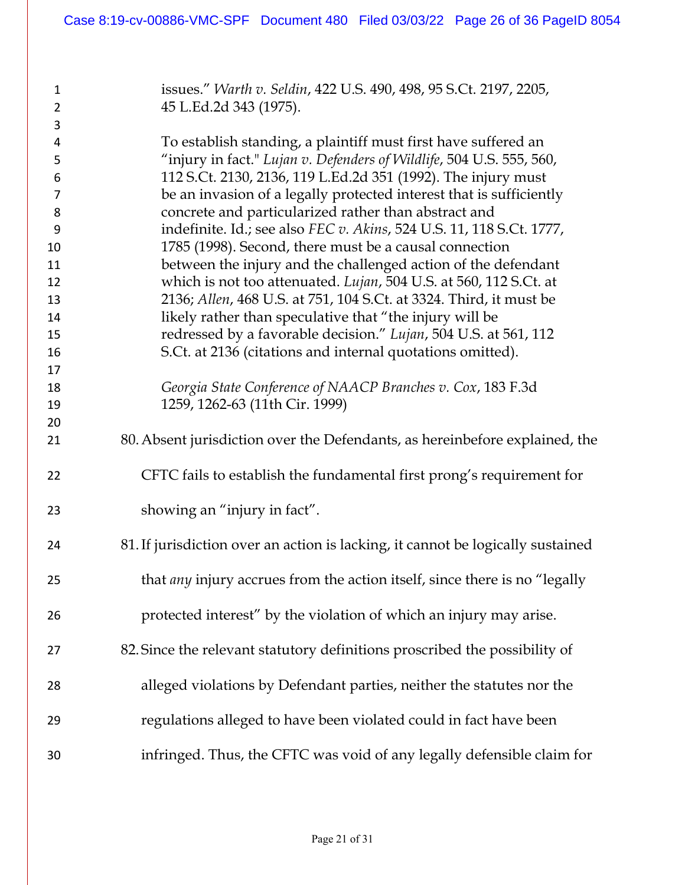> issues." *Warth v. Seldin*, 422 U.S. 490, 498, 95 S.Ct. 2197, 2205, 45 L.Ed.2d 343 (1975).
>
> To establish standing, a plaintiff must first have suffered an "injury in fact." *Lujan v. Defenders of Wildlife*, 504 U.S. 555, 560, 112 S.Ct. 2130, 2136, 119 L.Ed.2d 351 (1992). The injury must be an invasion of a legally protected interest that is sufficiently concrete and particularized rather than abstract and indefinite. Id.; see also *FEC v. Akins*, 524 U.S. 11, 118 S.Ct. 1777, 1785 (1998). Second, there must be a causal connection between the injury and the challenged action of the defendant which is not too attenuated. *Lujan*, 504 U.S. at 560, 112 S.Ct. at 2136; *Allen*, 468 U.S. at 751, 104 S.Ct. at 3324. Third, it must be likely rather than speculative that "the injury will be redressed by a favorable decision." *Lujan*, 504 U.S. at 561, 112 S.Ct. at 2136 (citations and internal quotations omitted).
>
> *Georgia State Conference of NAACP Branches v. Cox*, 183 F.3d 1259, 1262-63 (11th Cir. 1999)

80. Absent jurisdiction over the Defendants, as hereinbefore explained, the CFTC fails to establish the fundamental first prong's requirement for showing an "injury in fact".

81. If jurisdiction over an action is lacking, it cannot be logically sustained that *any* injury accrues from the action itself, since there is no "legally protected interest" by the violation of which an injury may arise.

82. Since the relevant statutory definitions proscribed the possibility of alleged violations by Defendant parties, neither the statutes nor the regulations alleged to have been violated could in fact have been infringed. Thus, the CFTC was void of any legally defensible claim for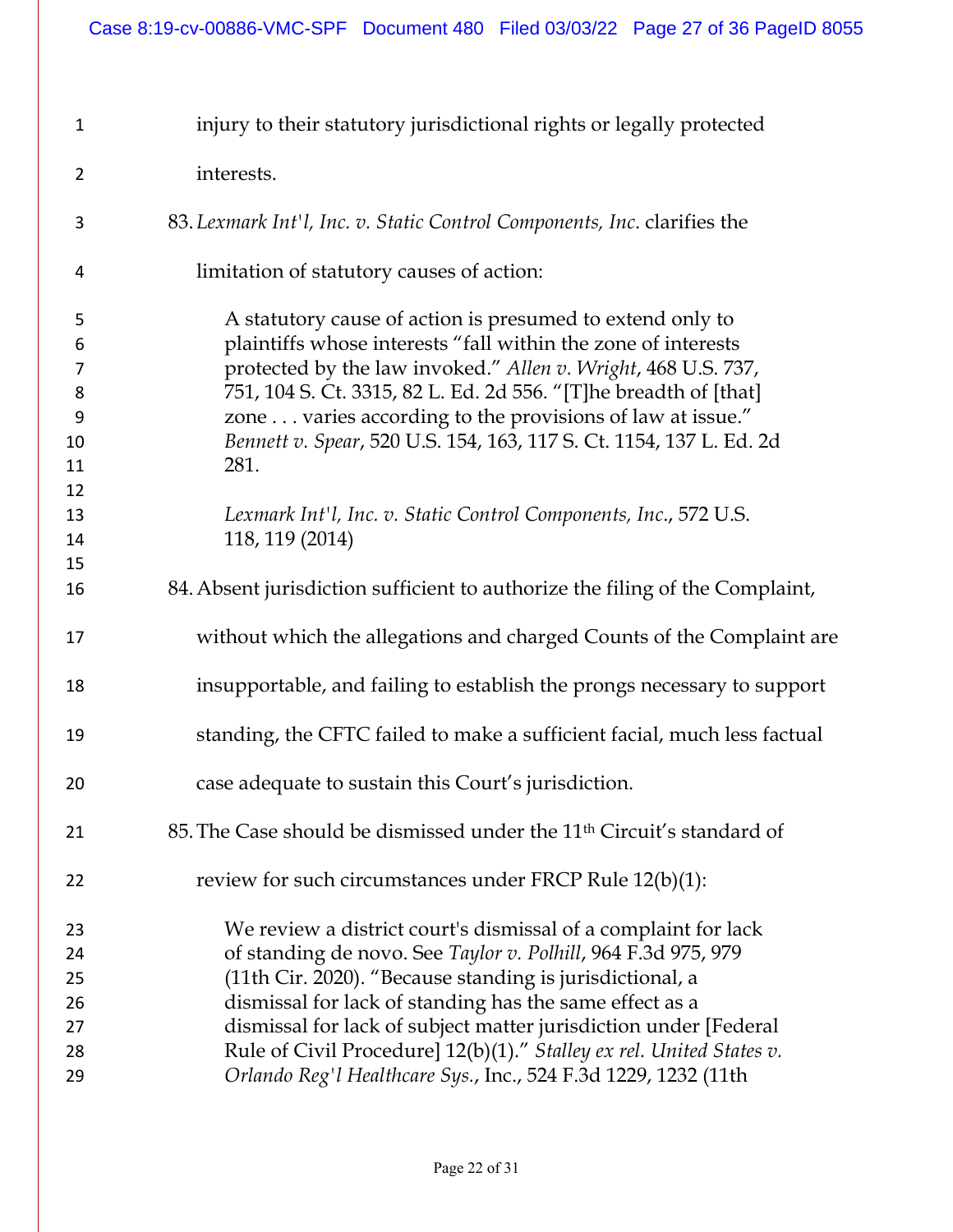injury to their statutory jurisdictional rights or legally protected interests.

83. *Lexmark Int'l, Inc. v. Static Control Components, Inc*. clarifies the limitation of statutory causes of action:

> A statutory cause of action is presumed to extend only to plaintiffs whose interests "fall within the zone of interests protected by the law invoked." *Allen v. Wright*, 468 U.S. 737, 751, 104 S. Ct. 3315, 82 L. Ed. 2d 556. "[T]he breadth of [that] zone . . . varies according to the provisions of law at issue." *Bennett v. Spear*, 520 U.S. 154, 163, 117 S. Ct. 1154, 137 L. Ed. 2d 281.
>
> *Lexmark Int'l, Inc. v. Static Control Components, Inc*., 572 U.S. 118, 119 (2014)

84. Absent jurisdiction sufficient to authorize the filing of the Complaint, without which the allegations and charged Counts of the Complaint are insupportable, and failing to establish the prongs necessary to support standing, the CFTC failed to make a sufficient facial, much less factual case adequate to sustain this Court's jurisdiction.

85. The Case should be dismissed under the 11th Circuit's standard of review for such circumstances under FRCP Rule 12(b)(1):

> We review a district court's dismissal of a complaint for lack of standing de novo. See *Taylor v. Polhill*, 964 F.3d 975, 979 (11th Cir. 2020). "Because standing is jurisdictional, a dismissal for lack of standing has the same effect as a dismissal for lack of subject matter jurisdiction under [Federal Rule of Civil Procedure] 12(b)(1)." *Stalley ex rel. United States v. Orlando Reg'l Healthcare Sys.*, Inc., 524 F.3d 1229, 1232 (11th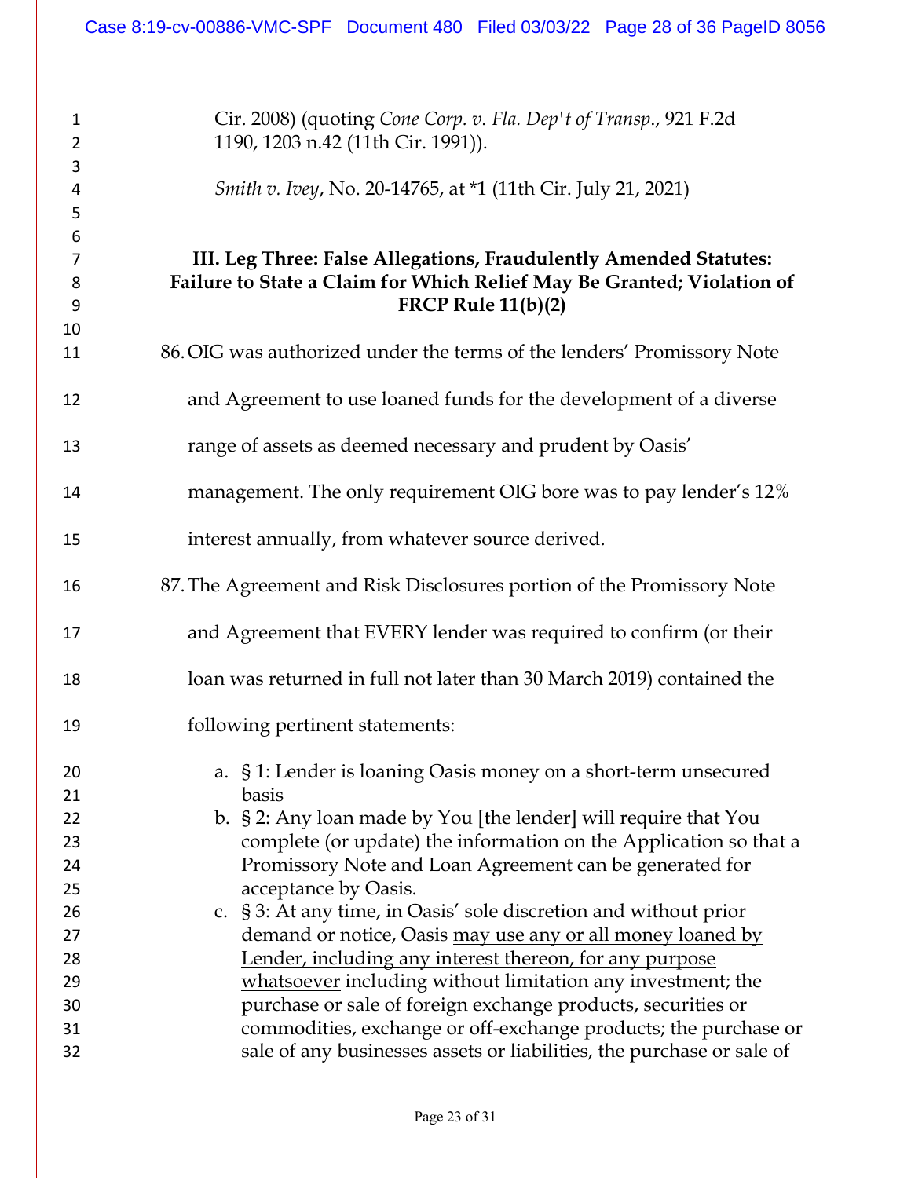Cir. 2008) (quoting *Cone Corp. v. Fla. Dep't of Transp.*, 921 F.2d 1190, 1203 n.42 (11th Cir. 1991)).

*Smith v. Ivey*, No. 20-14765, at *1 (11th Cir. July 21, 2021)

### III. Leg Three: False Allegations, Fraudulently Amended Statutes: Failure to State a Claim for Which Relief May Be Granted; Violation of FRCP Rule 11(b)(2)

86. OIG was authorized under the terms of the lenders' Promissory Note and Agreement to use loaned funds for the development of a diverse range of assets as deemed necessary and prudent by Oasis' management. The only requirement OIG bore was to pay lender's 12% interest annually, from whatever source derived.

87. The Agreement and Risk Disclosures portion of the Promissory Note and Agreement that EVERY lender was required to confirm (or their loan was returned in full not later than 30 March 2019) contained the following pertinent statements:

   a. § 1: Lender is loaning Oasis money on a short-term unsecured basis
   b. § 2: Any loan made by You [the lender] will require that You complete (or update) the information on the Application so that a Promissory Note and Loan Agreement can be generated for acceptance by Oasis.
   c. § 3: At any time, in Oasis' sole discretion and without prior demand or notice, Oasis <u>may use any or all money loaned by Lender, including any interest thereon, for any purpose whatsoever</u> including without limitation any investment; the purchase or sale of foreign exchange products, securities or commodities, exchange or off-exchange products; the purchase or sale of any businesses assets or liabilities, the purchase or sale of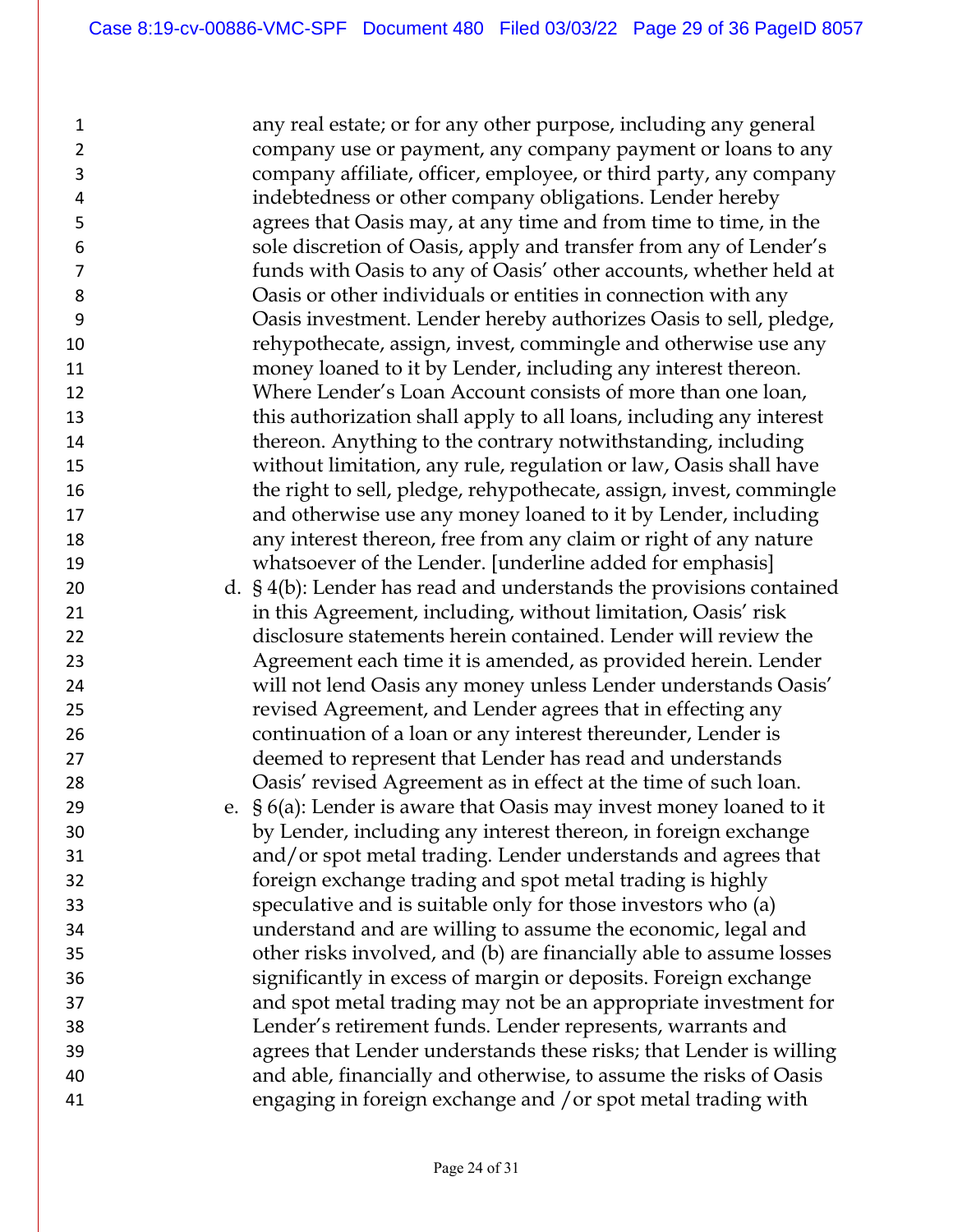any real estate; or for any other purpose, including any general company use or payment, any company payment or loans to any company affiliate, officer, employee, or third party, any company indebtedness or other company obligations. Lender hereby agrees that Oasis may, at any time and from time to time, in the sole discretion of Oasis, apply and transfer from any of Lender's funds with Oasis to any of Oasis' other accounts, whether held at Oasis or other individuals or entities in connection with any Oasis investment. Lender hereby authorizes Oasis to sell, pledge, rehypothecate, assign, invest, commingle and otherwise use any money loaned to it by Lender, including any interest thereon. Where Lender's Loan Account consists of more than one loan, this authorization shall apply to all loans, including any interest thereon. Anything to the contrary notwithstanding, including without limitation, any rule, regulation or law, Oasis shall have the right to sell, pledge, rehypothecate, assign, invest, commingle and otherwise use any money loaned to it by Lender, including any interest thereon, free from any claim or right of any nature whatsoever of the Lender. [underline added for emphasis]

d. § 4(b): Lender has read and understands the provisions contained in this Agreement, including, without limitation, Oasis' risk disclosure statements herein contained. Lender will review the Agreement each time it is amended, as provided herein. Lender will not lend Oasis any money unless Lender understands Oasis' revised Agreement, and Lender agrees that in effecting any continuation of a loan or any interest thereunder, Lender is deemed to represent that Lender has read and understands Oasis' revised Agreement as in effect at the time of such loan.

e. § 6(a): Lender is aware that Oasis may invest money loaned to it by Lender, including any interest thereon, in foreign exchange and/or spot metal trading. Lender understands and agrees that foreign exchange trading and spot metal trading is highly speculative and is suitable only for those investors who (a) understand and are willing to assume the economic, legal and other risks involved, and (b) are financially able to assume losses significantly in excess of margin or deposits. Foreign exchange and spot metal trading may not be an appropriate investment for Lender's retirement funds. Lender represents, warrants and agrees that Lender understands these risks; that Lender is willing and able, financially and otherwise, to assume the risks of Oasis engaging in foreign exchange and /or spot metal trading with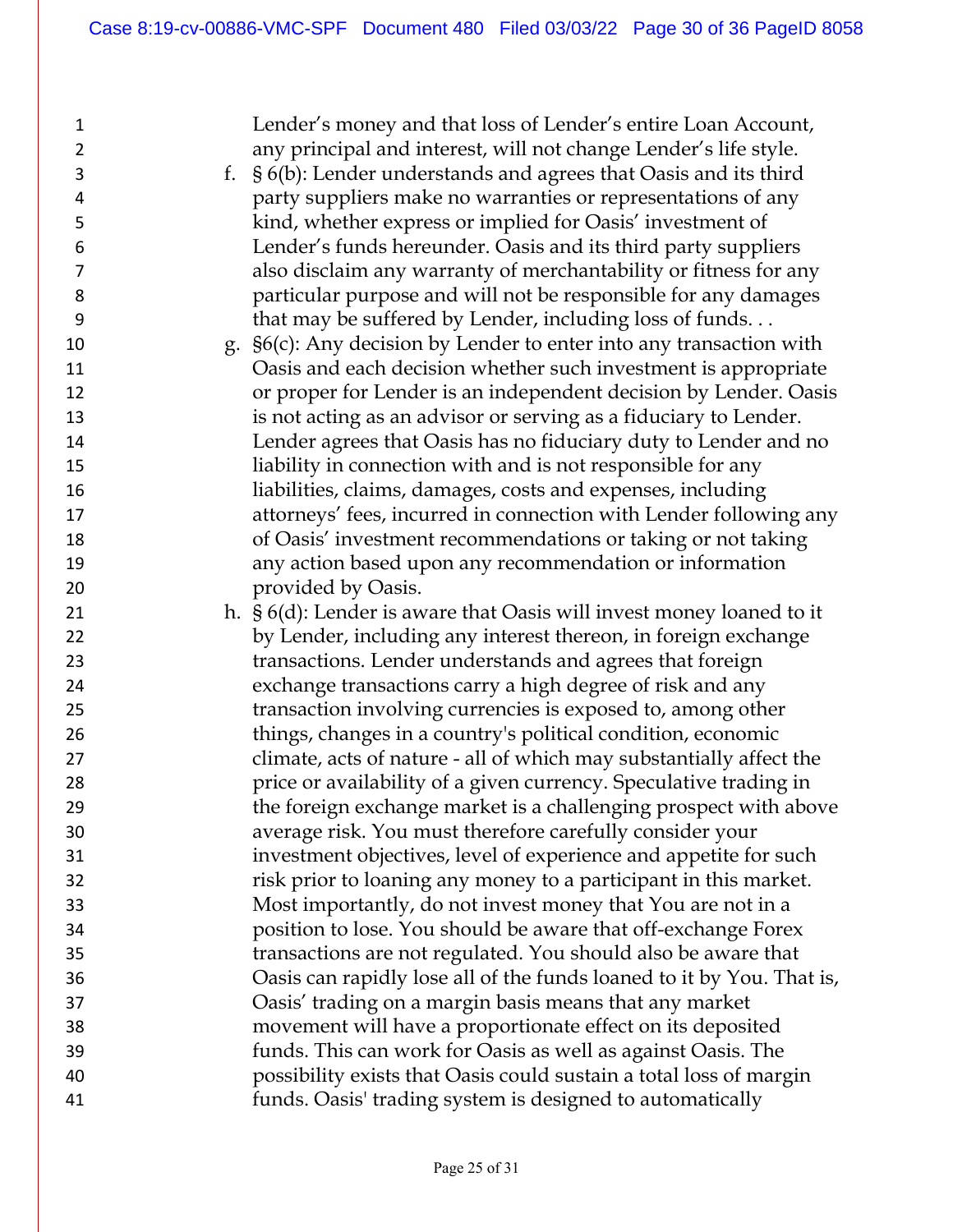Lender's money and that loss of Lender's entire Loan Account, any principal and interest, will not change Lender's life style.

f. § 6(b): Lender understands and agrees that Oasis and its third party suppliers make no warranties or representations of any kind, whether express or implied for Oasis' investment of Lender's funds hereunder. Oasis and its third party suppliers also disclaim any warranty of merchantability or fitness for any particular purpose and will not be responsible for any damages that may be suffered by Lender, including loss of funds. . .

g. §6(c): Any decision by Lender to enter into any transaction with Oasis and each decision whether such investment is appropriate or proper for Lender is an independent decision by Lender. Oasis is not acting as an advisor or serving as a fiduciary to Lender. Lender agrees that Oasis has no fiduciary duty to Lender and no liability in connection with and is not responsible for any liabilities, claims, damages, costs and expenses, including attorneys' fees, incurred in connection with Lender following any of Oasis' investment recommendations or taking or not taking any action based upon any recommendation or information provided by Oasis.

h. § 6(d): Lender is aware that Oasis will invest money loaned to it by Lender, including any interest thereon, in foreign exchange transactions. Lender understands and agrees that foreign exchange transactions carry a high degree of risk and any transaction involving currencies is exposed to, among other things, changes in a country's political condition, economic climate, acts of nature - all of which may substantially affect the price or availability of a given currency. Speculative trading in the foreign exchange market is a challenging prospect with above average risk. You must therefore carefully consider your investment objectives, level of experience and appetite for such risk prior to loaning any money to a participant in this market. Most importantly, do not invest money that You are not in a position to lose. You should be aware that off-exchange Forex transactions are not regulated. You should also be aware that Oasis can rapidly lose all of the funds loaned to it by You. That is, Oasis' trading on a margin basis means that any market movement will have a proportionate effect on its deposited funds. This can work for Oasis as well as against Oasis. The possibility exists that Oasis could sustain a total loss of margin funds. Oasis' trading system is designed to automatically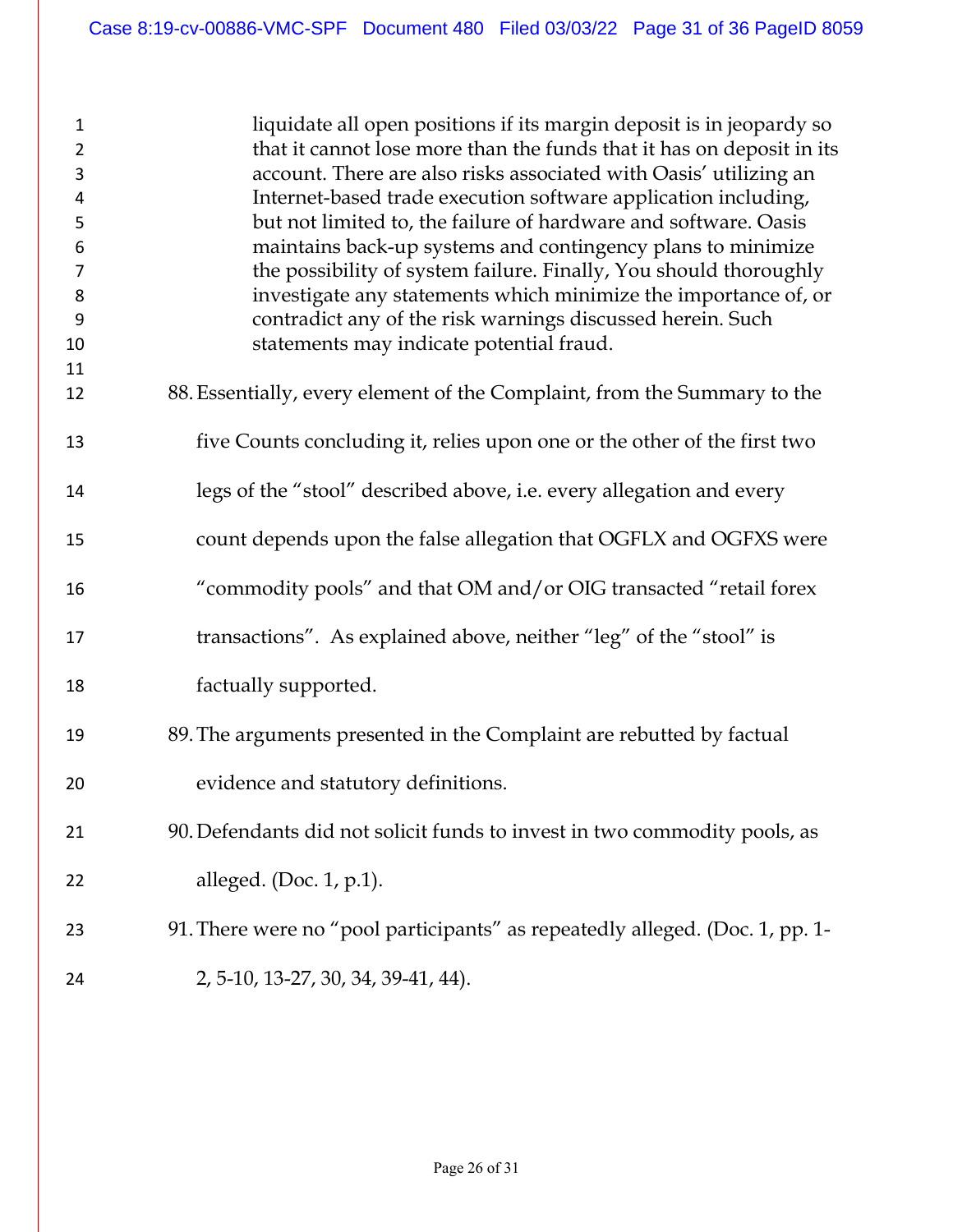> liquidate all open positions if its margin deposit is in jeopardy so that it cannot lose more than the funds that it has on deposit in its account. There are also risks associated with Oasis' utilizing an Internet-based trade execution software application including, but not limited to, the failure of hardware and software. Oasis maintains back-up systems and contingency plans to minimize the possibility of system failure. Finally, You should thoroughly investigate any statements which minimize the importance of, or contradict any of the risk warnings discussed herein. Such statements may indicate potential fraud.

88. Essentially, every element of the Complaint, from the Summary to the five Counts concluding it, relies upon one or the other of the first two legs of the "stool" described above, i.e. every allegation and every count depends upon the false allegation that OGFLX and OGFXS were "commodity pools" and that OM and/or OIG transacted "retail forex transactions". As explained above, neither "leg" of the "stool" is factually supported.

89. The arguments presented in the Complaint are rebutted by factual evidence and statutory definitions.

90. Defendants did not solicit funds to invest in two commodity pools, as alleged. (Doc. 1, p.1).

91. There were no "pool participants" as repeatedly alleged. (Doc. 1, pp. 1-2, 5-10, 13-27, 30, 34, 39-41, 44).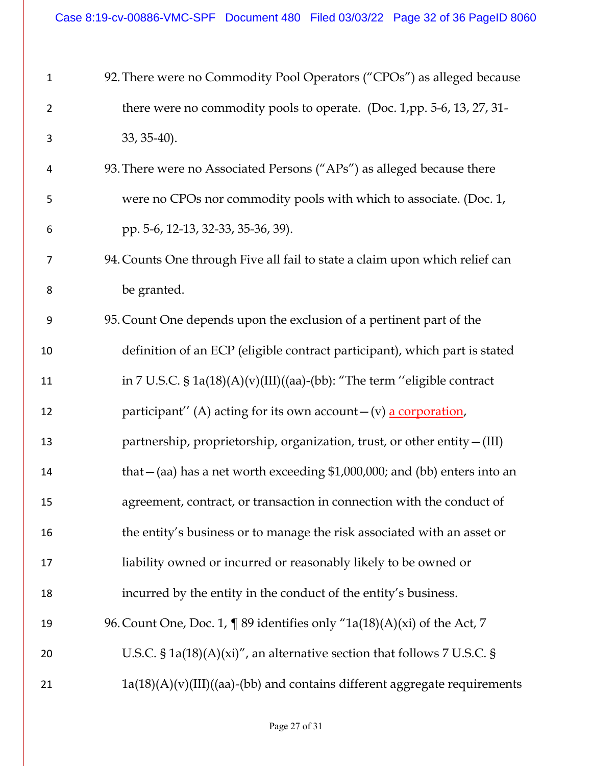92. There were no Commodity Pool Operators ("CPOs") as alleged because there were no commodity pools to operate. (Doc. 1,pp. 5-6, 13, 27, 31-33, 35-40).

93. There were no Associated Persons ("APs") as alleged because there were no CPOs nor commodity pools with which to associate. (Doc. 1, pp. 5-6, 12-13, 32-33, 35-36, 39).

94. Counts One through Five all fail to state a claim upon which relief can be granted.

95. Count One depends upon the exclusion of a pertinent part of the definition of an ECP (eligible contract participant), which part is stated in 7 U.S.C. § 1a(18)(A)(v)(III)((aa)-(bb): "The term ''eligible contract participant'' (A) acting for its own account—(v) a corporation, partnership, proprietorship, organization, trust, or other entity—(III) that—(aa) has a net worth exceeding $1,000,000; and (bb) enters into an agreement, contract, or transaction in connection with the conduct of the entity's business or to manage the risk associated with an asset or liability owned or incurred or reasonably likely to be owned or incurred by the entity in the conduct of the entity's business.

96. Count One, Doc. 1, ¶ 89 identifies only "1a(18)(A)(xi) of the Act, 7 U.S.C. § 1a(18)(A)(xi)", an alternative section that follows 7 U.S.C. § 1a(18)(A)(v)(III)((aa)-(bb) and contains different aggregate requirements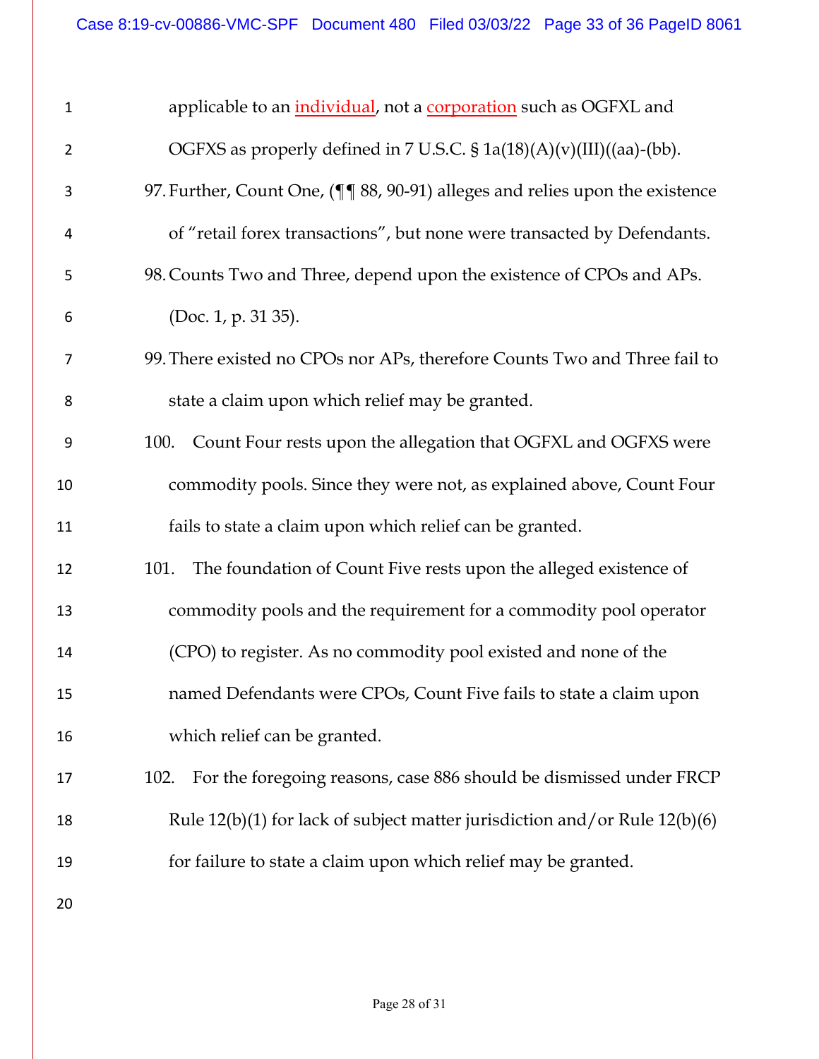applicable to an individual, not a corporation such as OGFXL and OGFXS as properly defined in 7 U.S.C. § 1a(18)(A)(v)(III)((aa)-(bb).

97. Further, Count One, (¶¶ 88, 90-91) alleges and relies upon the existence of "retail forex transactions", but none were transacted by Defendants.

98. Counts Two and Three, depend upon the existence of CPOs and APs. (Doc. 1, p. 31 35).

99. There existed no CPOs nor APs, therefore Counts Two and Three fail to state a claim upon which relief may be granted.

100. Count Four rests upon the allegation that OGFXL and OGFXS were commodity pools. Since they were not, as explained above, Count Four fails to state a claim upon which relief can be granted.

101. The foundation of Count Five rests upon the alleged existence of commodity pools and the requirement for a commodity pool operator (CPO) to register. As no commodity pool existed and none of the named Defendants were CPOs, Count Five fails to state a claim upon which relief can be granted.

102. For the foregoing reasons, case 886 should be dismissed under FRCP Rule 12(b)(1) for lack of subject matter jurisdiction and/or Rule 12(b)(6) for failure to state a claim upon which relief may be granted.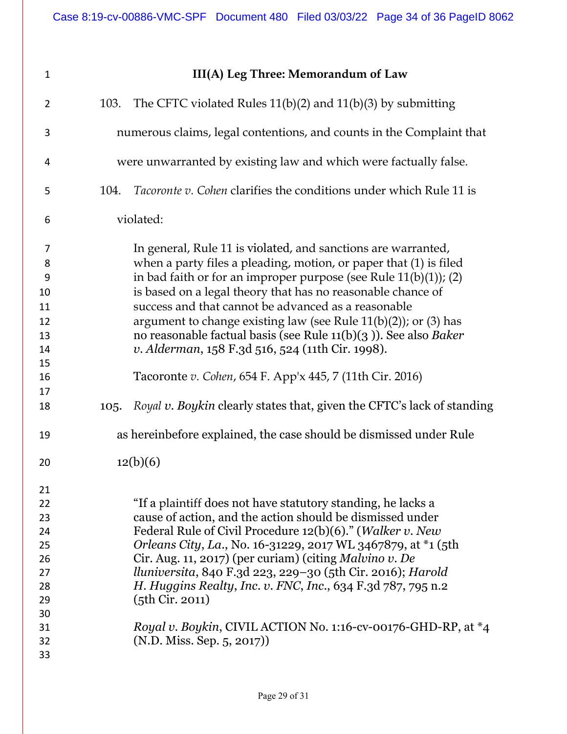**III(A) Leg Three: Memorandum of Law**

103. The CFTC violated Rules 11(b)(2) and 11(b)(3) by submitting numerous claims, legal contentions, and counts in the Complaint that were unwarranted by existing law and which were factually false.

104. *Tacoronte v. Cohen* clarifies the conditions under which Rule 11 is violated:

> In general, Rule 11 is violated, and sanctions are warranted, when a party files a pleading, motion, or paper that (1) is filed in bad faith or for an improper purpose (see Rule 11(b)(1)); (2) is based on a legal theory that has no reasonable chance of success and that cannot be advanced as a reasonable argument to change existing law (see Rule 11(b)(2)); or (3) has no reasonable factual basis (see Rule 11(b)(3 )). See also *Baker v. Alderman*, 158 F.3d 516, 524 (11th Cir. 1998).
>
> Tacoronte *v. Cohen*, 654 F. App'x 445, 7 (11th Cir. 2016)

105. *Royal v. Boykin* clearly states that, given the CFTC's lack of standing as hereinbefore explained, the case should be dismissed under Rule 12(b)(6)

> "If a plaintiff does not have statutory standing, he lacks a cause of action, and the action should be dismissed under Federal Rule of Civil Procedure 12(b)(6)." (*Walker v. New Orleans City, La.*, No. 16-31229, 2017 WL 3467879, at *1 (5th Cir. Aug. 11, 2017) (per curiam) (citing *Malvino v. De lluniversita*, 840 F.3d 223, 229–30 (5th Cir. 2016); *Harold H. Huggins Realty, Inc. v. FNC, Inc.*, 634 F.3d 787, 795 n.2 (5th Cir. 2011)
>
> *Royal v. Boykin*, CIVIL ACTION No. 1:16-cv-00176-GHD-RP, at *4 (N.D. Miss. Sep. 5, 2017))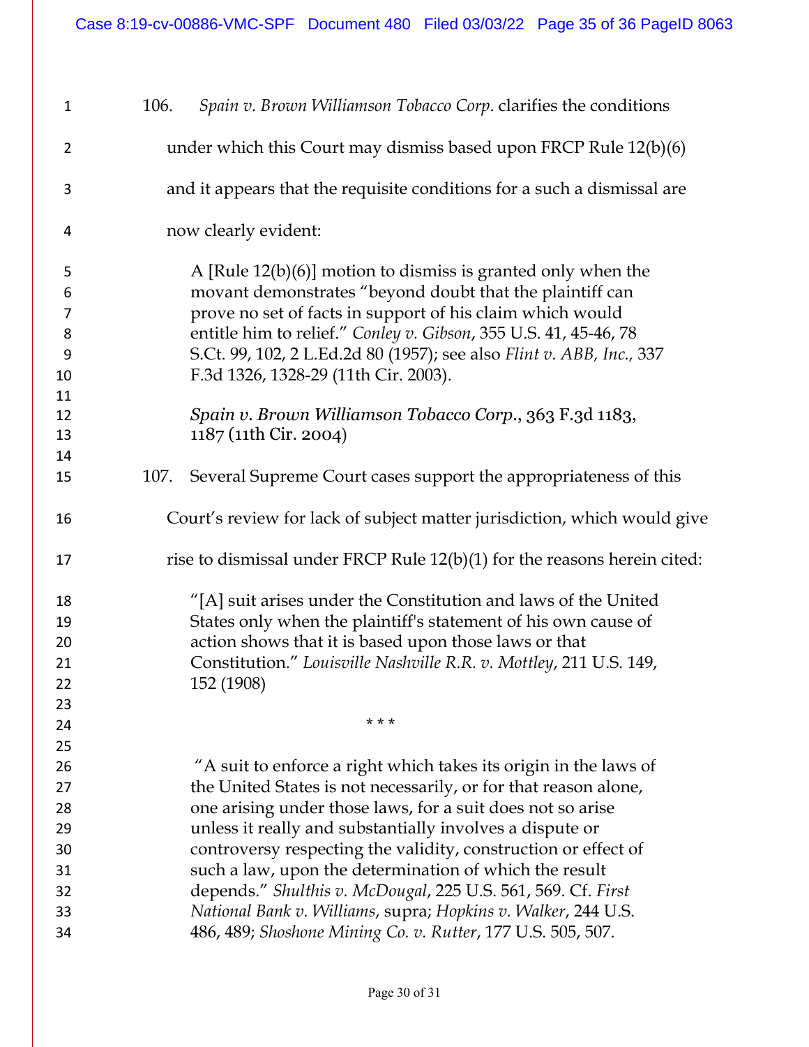106. *Spain v. Brown Williamson Tobacco Corp*. clarifies the conditions under which this Court may dismiss based upon FRCP Rule 12(b)(6) and it appears that the requisite conditions for a such a dismissal are now clearly evident:

> A [Rule 12(b)(6)] motion to dismiss is granted only when the movant demonstrates "beyond doubt that the plaintiff can prove no set of facts in support of his claim which would entitle him to relief." *Conley v. Gibson*, 355 U.S. 41, 45-46, 78 S.Ct. 99, 102, 2 L.Ed.2d 80 (1957); see also *Flint v. ABB, Inc.,* 337 F.3d 1326, 1328-29 (11th Cir. 2003).
>
> *Spain v. Brown Williamson Tobacco Corp*., 363 F.3d 1183, 1187 (11th Cir. 2004)

107. Several Supreme Court cases support the appropriateness of this Court's review for lack of subject matter jurisdiction, which would give rise to dismissal under FRCP Rule 12(b)(1) for the reasons herein cited:

> "[A] suit arises under the Constitution and laws of the United States only when the plaintiff's statement of his own cause of action shows that it is based upon those laws or that Constitution." *Louisville Nashville R.R. v. Mottley*, 211 U.S. 149, 152 (1908)
>
> \* \* \*
>
> "A suit to enforce a right which takes its origin in the laws of the United States is not necessarily, or for that reason alone, one arising under those laws, for a suit does not so arise unless it really and substantially involves a dispute or controversy respecting the validity, construction or effect of such a law, upon the determination of which the result depends." *Shulthis v. McDougal*, 225 U.S. 561, 569. Cf. *First National Bank v. Williams*, supra; *Hopkins v. Walker*, 244 U.S. 486, 489; *Shoshone Mining Co. v. Rutter*, 177 U.S. 505, 507.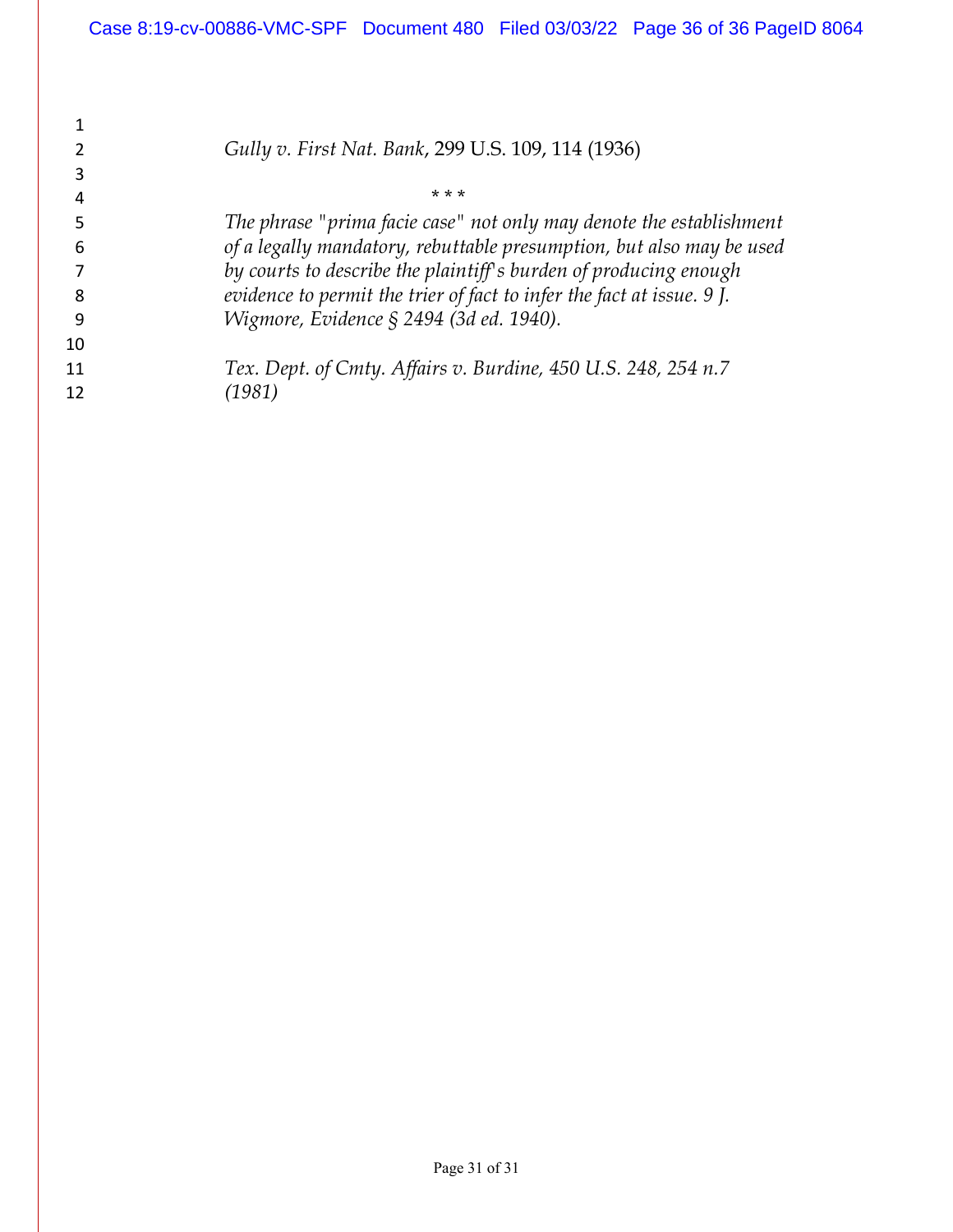*Gully v. First Nat. Bank*, 299 U.S. 109, 114 (1936)

\* \* \*

*The phrase "prima facie case" not only may denote the establishment of a legally mandatory, rebuttable presumption, but also may be used by courts to describe the plaintiff's burden of producing enough evidence to permit the trier of fact to infer the fact at issue. 9 J. Wigmore, Evidence § 2494 (3d ed. 1940).*

*Tex. Dept. of Cmty. Affairs v. Burdine, 450 U.S. 248, 254 n.7 (1981)*